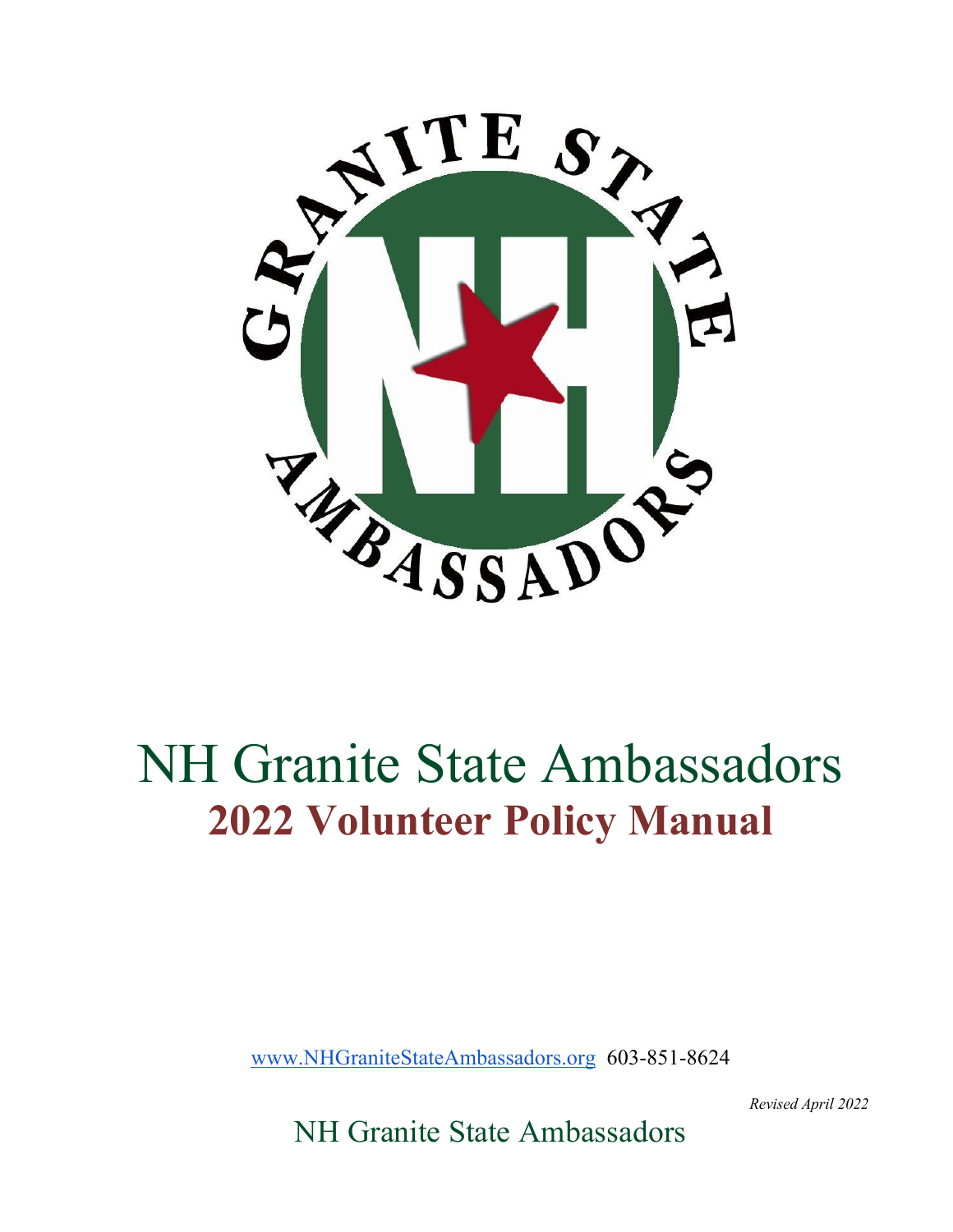# NH Granite State Ambassadors

## 2022 Volunteer Policy Manual

www.NHGraniteStateAmbassadors.org 603-851-8624

*Revised April 2022*

NH Granite State Ambassadors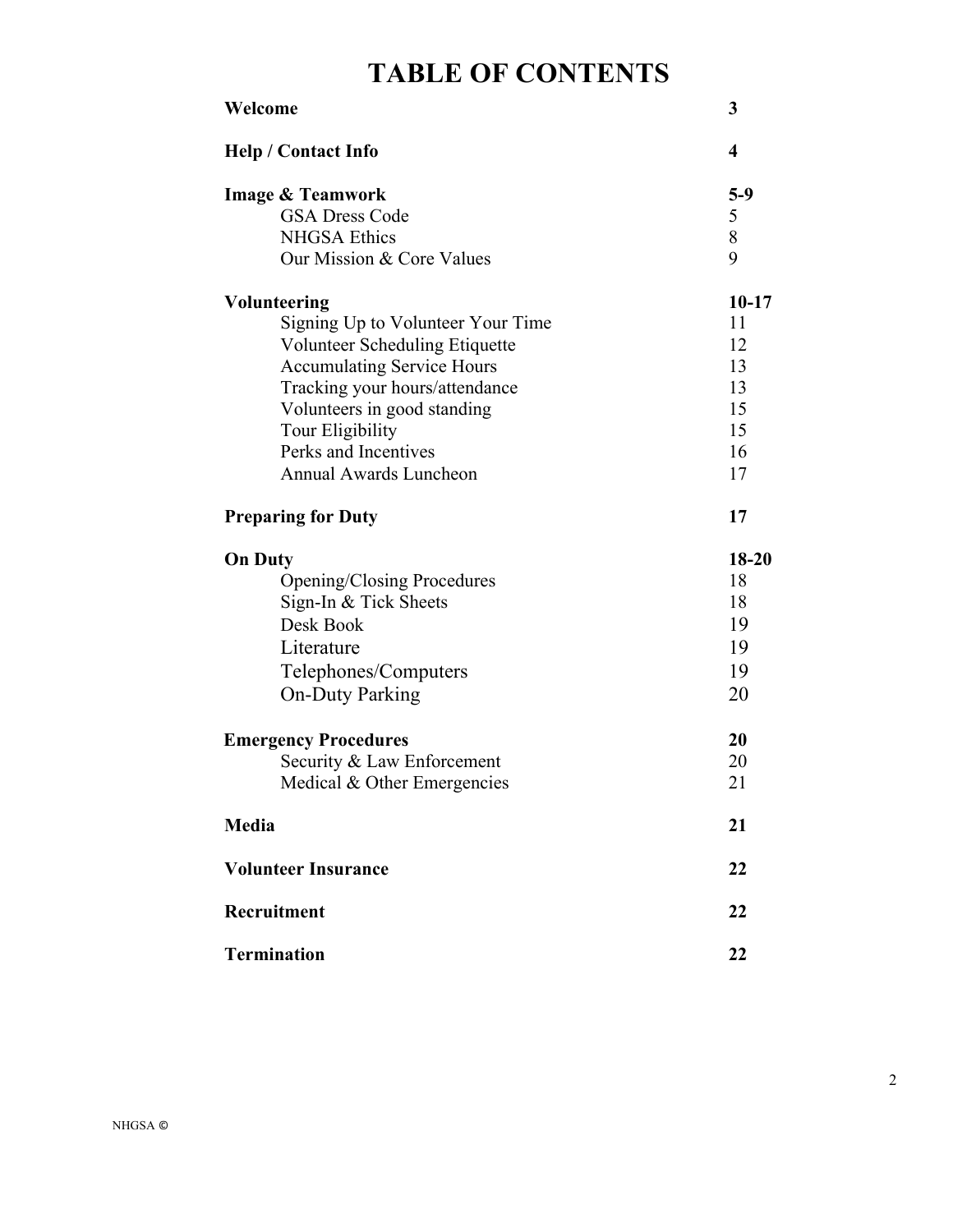# TABLE OF CONTENTS

| | |
|---|---|
| **Welcome** | **3** |
| **Help / Contact Info** | **4** |
| **Image & Teamwork** | **5-9** |
| GSA Dress Code | 5 |
| NHGSA Ethics | 8 |
| Our Mission & Core Values | 9 |
| **Volunteering** | **10-17** |
| Signing Up to Volunteer Your Time | 11 |
| Volunteer Scheduling Etiquette | 12 |
| Accumulating Service Hours | 13 |
| Tracking your hours/attendance | 13 |
| Volunteers in good standing | 15 |
| Tour Eligibility | 15 |
| Perks and Incentives | 16 |
| Annual Awards Luncheon | 17 |
| **Preparing for Duty** | **17** |
| **On Duty** | **18-20** |
| Opening/Closing Procedures | 18 |
| Sign-In & Tick Sheets | 18 |
| Desk Book | 19 |
| Literature | 19 |
| Telephones/Computers | 19 |
| On-Duty Parking | 20 |
| **Emergency Procedures** | **20** |
| Security & Law Enforcement | 20 |
| Medical & Other Emergencies | 21 |
| **Media** | **21** |
| **Volunteer Insurance** | **22** |
| **Recruitment** | **22** |
| **Termination** | **22** |

NHGSA ©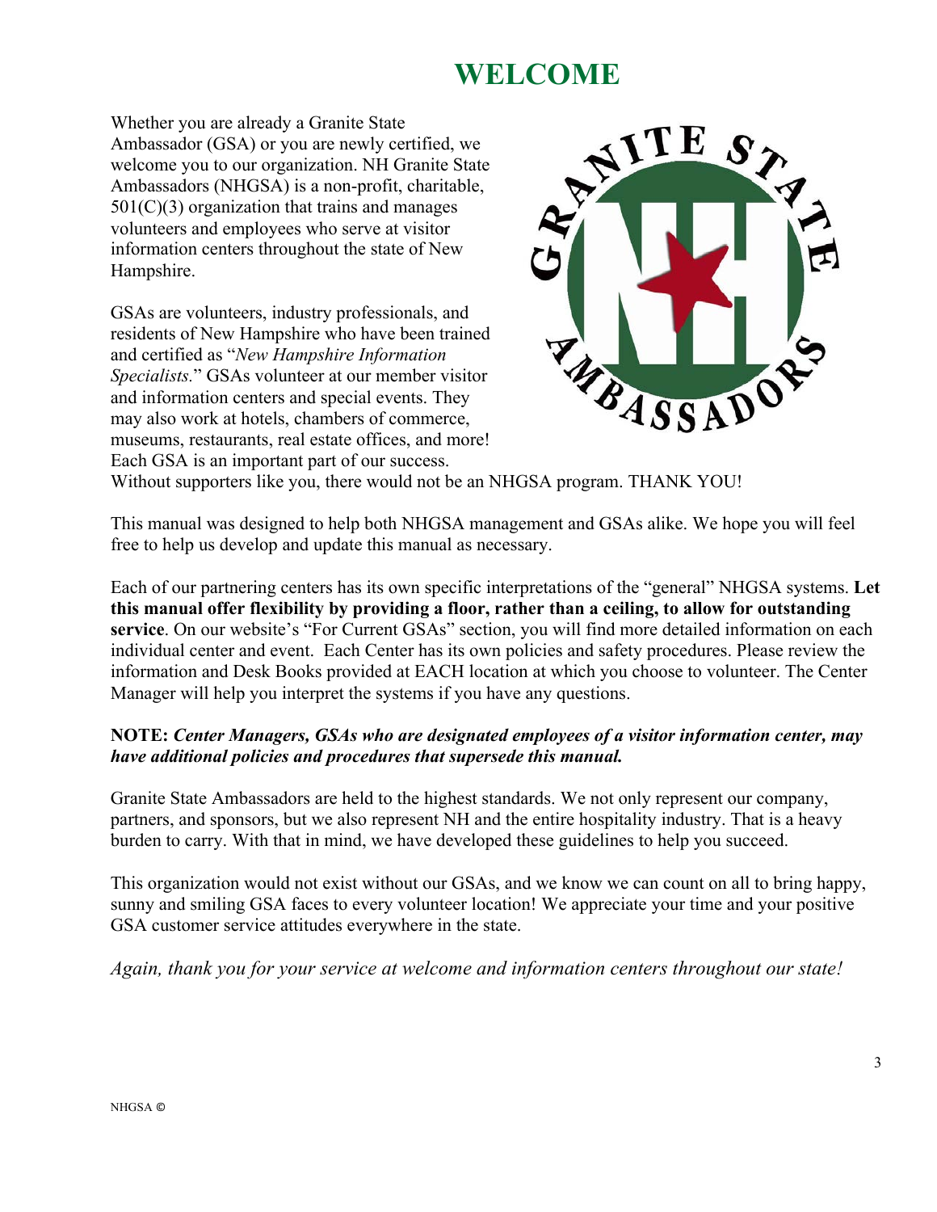# WELCOME

Whether you are already a Granite State Ambassador (GSA) or you are newly certified, we welcome you to our organization. NH Granite State Ambassadors (NHGSA) is a non-profit, charitable, 501(C)(3) organization that trains and manages volunteers and employees who serve at visitor information centers throughout the state of New Hampshire.

GSAs are volunteers, industry professionals, and residents of New Hampshire who have been trained and certified as "*New Hampshire Information Specialists.*" GSAs volunteer at our member visitor and information centers and special events. They may also work at hotels, chambers of commerce, museums, restaurants, real estate offices, and more! Each GSA is an important part of our success. Without supporters like you, there would not be an NHGSA program. THANK YOU!

This manual was designed to help both NHGSA management and GSAs alike. We hope you will feel free to help us develop and update this manual as necessary.

Each of our partnering centers has its own specific interpretations of the "general" NHGSA systems. **Let this manual offer flexibility by providing a floor, rather than a ceiling, to allow for outstanding service**. On our website's "For Current GSAs" section, you will find more detailed information on each individual center and event. Each Center has its own policies and safety procedures. Please review the information and Desk Books provided at EACH location at which you choose to volunteer. The Center Manager will help you interpret the systems if you have any questions.

**NOTE:** ***Center Managers, GSAs who are designated employees of a visitor information center, may have additional policies and procedures that supersede this manual.***

Granite State Ambassadors are held to the highest standards. We not only represent our company, partners, and sponsors, but we also represent NH and the entire hospitality industry. That is a heavy burden to carry. With that in mind, we have developed these guidelines to help you succeed.

This organization would not exist without our GSAs, and we know we can count on all to bring happy, sunny and smiling GSA faces to every volunteer location! We appreciate your time and your positive GSA customer service attitudes everywhere in the state.

*Again, thank you for your service at welcome and information centers throughout our state!*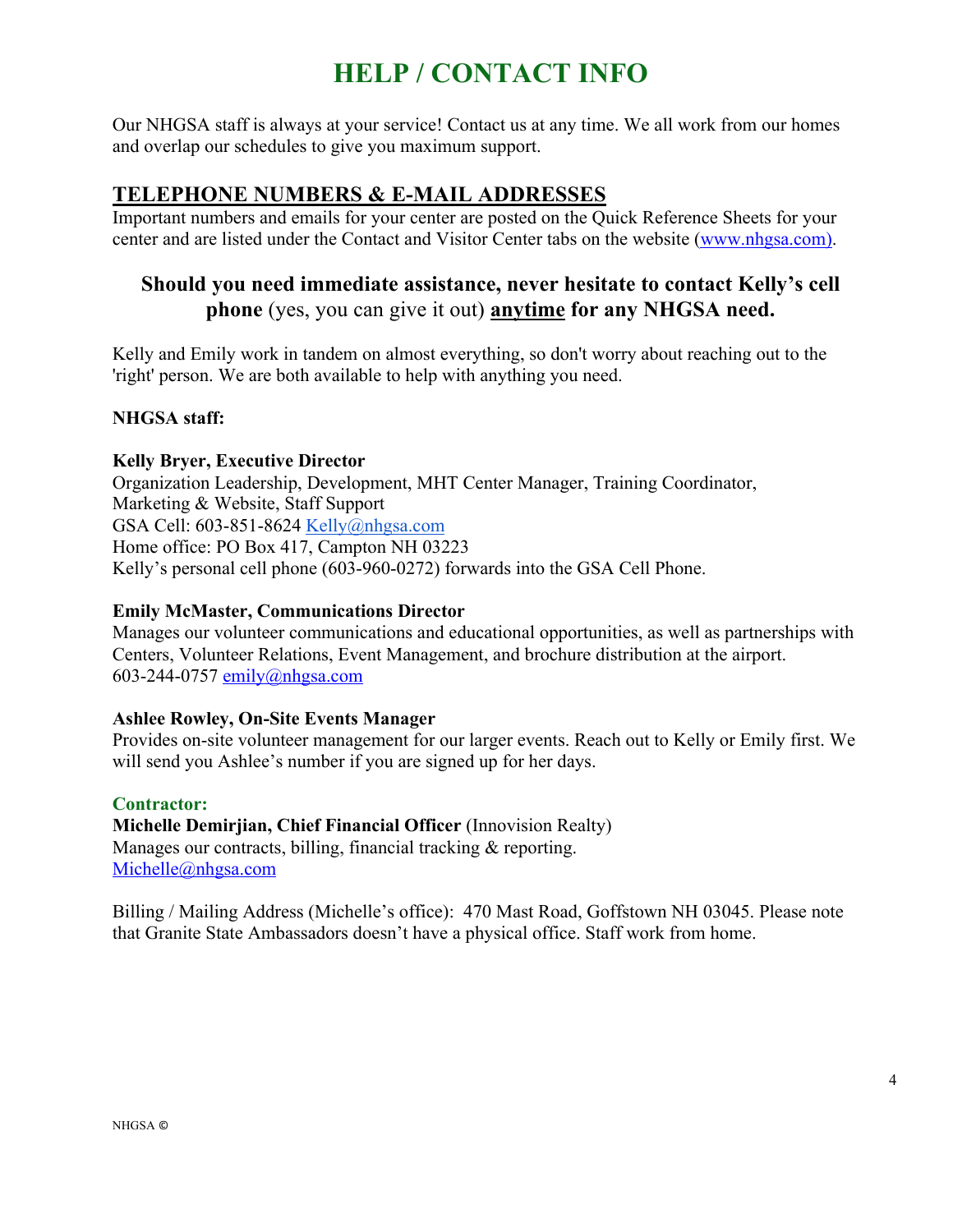# HELP / CONTACT INFO

Our NHGSA staff is always at your service! Contact us at any time. We all work from our homes and overlap our schedules to give you maximum support.

## TELEPHONE NUMBERS & E-MAIL ADDRESSES

Important numbers and emails for your center are posted on the Quick Reference Sheets for your center and are listed under the Contact and Visitor Center tabs on the website (www.nhgsa.com).

### Should you need immediate assistance, never hesitate to contact Kelly's cell phone (yes, you can give it out) anytime for any NHGSA need.

Kelly and Emily work in tandem on almost everything, so don't worry about reaching out to the 'right' person. We are both available to help with anything you need.

**NHGSA staff:**

**Kelly Bryer, Executive Director**
Organization Leadership, Development, MHT Center Manager, Training Coordinator, Marketing & Website, Staff Support
GSA Cell: 603-851-8624 Kelly@nhgsa.com
Home office: PO Box 417, Campton NH 03223
Kelly's personal cell phone (603-960-0272) forwards into the GSA Cell Phone.

**Emily McMaster, Communications Director**
Manages our volunteer communications and educational opportunities, as well as partnerships with Centers, Volunteer Relations, Event Management, and brochure distribution at the airport.
603-244-0757 emily@nhgsa.com

**Ashlee Rowley, On-Site Events Manager**
Provides on-site volunteer management for our larger events. Reach out to Kelly or Emily first. We will send you Ashlee's number if you are signed up for her days.

**Contractor:**
**Michelle Demirjian, Chief Financial Officer** (Innovision Realty)
Manages our contracts, billing, financial tracking & reporting.
Michelle@nhgsa.com

Billing / Mailing Address (Michelle's office): 470 Mast Road, Goffstown NH 03045. Please note that Granite State Ambassadors doesn't have a physical office. Staff work from home.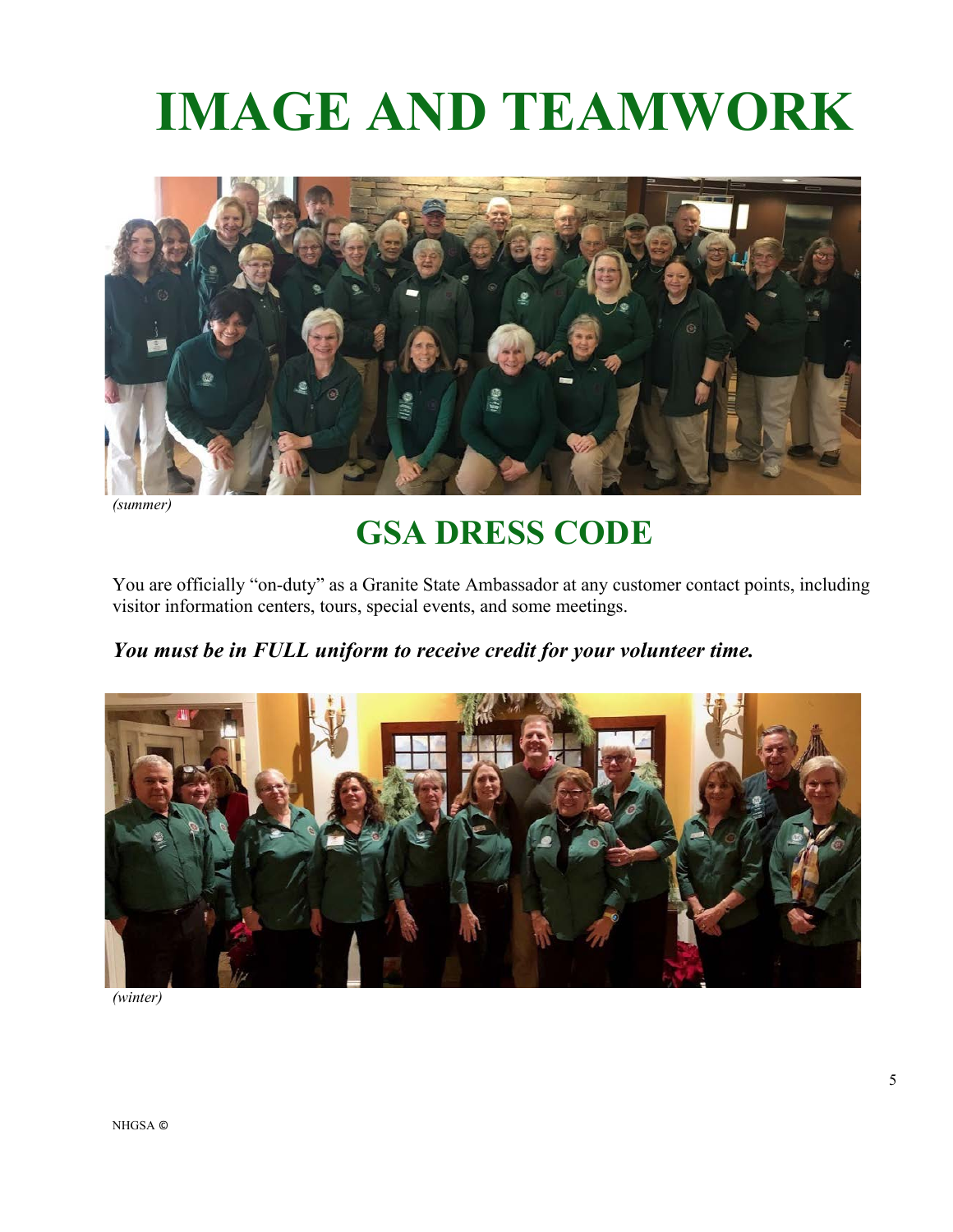# IMAGE AND TEAMWORK

*(summer)*

## GSA DRESS CODE

You are officially "on-duty" as a Granite State Ambassador at any customer contact points, including visitor information centers, tours, special events, and some meetings.

***You must be in FULL uniform to receive credit for your volunteer time.***

*(winter)*

NHGSA ©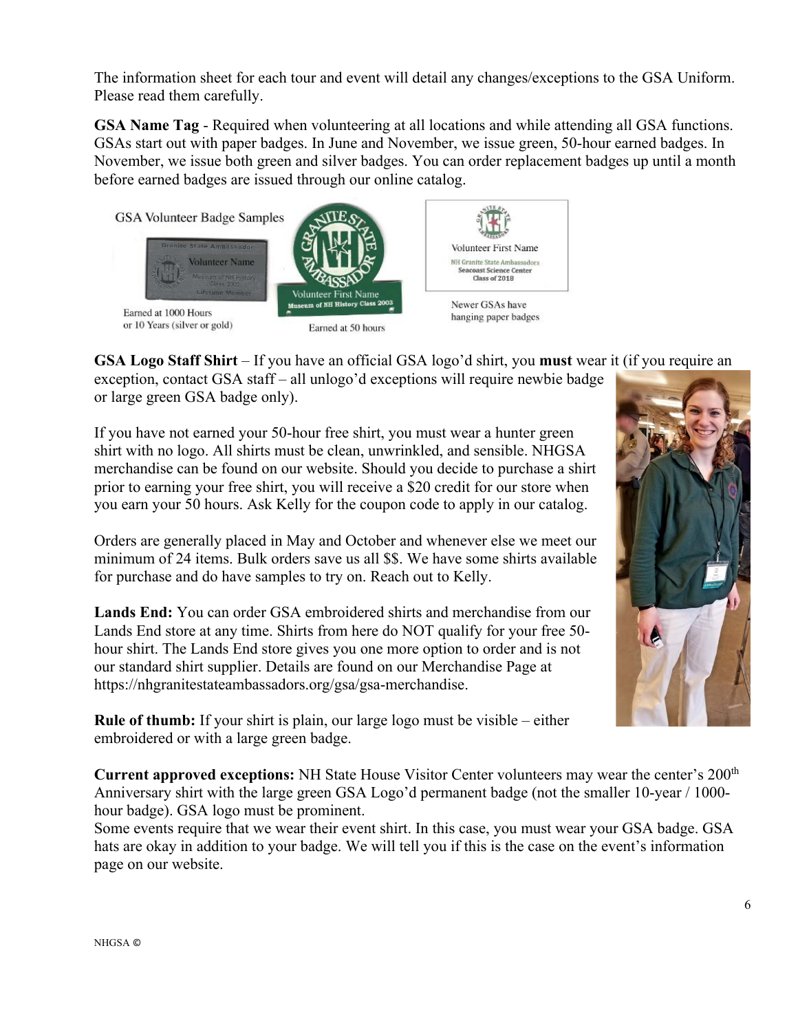The information sheet for each tour and event will detail any changes/exceptions to the GSA Uniform. Please read them carefully.

**GSA Name Tag** - Required when volunteering at all locations and while attending all GSA functions. GSAs start out with paper badges. In June and November, we issue green, 50-hour earned badges. In November, we issue both green and silver badges. You can order replacement badges up until a month before earned badges are issued through our online catalog.

GSA Volunteer Badge Samples

Earned at 1000 Hours or 10 Years (silver or gold)

Earned at 50 hours

Newer GSAs have hanging paper badges

**GSA Logo Staff Shirt** – If you have an official GSA logo'd shirt, you **must** wear it (if you require an exception, contact GSA staff – all unlogo'd exceptions will require newbie badge or large green GSA badge only).

If you have not earned your 50-hour free shirt, you must wear a hunter green shirt with no logo. All shirts must be clean, unwrinkled, and sensible. NHGSA merchandise can be found on our website. Should you decide to purchase a shirt prior to earning your free shirt, you will receive a $20 credit for our store when you earn your 50 hours. Ask Kelly for the coupon code to apply in our catalog.

Orders are generally placed in May and October and whenever else we meet our minimum of 24 items. Bulk orders save us all $$. We have some shirts available for purchase and do have samples to try on. Reach out to Kelly.

**Lands End:** You can order GSA embroidered shirts and merchandise from our Lands End store at any time. Shirts from here do NOT qualify for your free 50-hour shirt. The Lands End store gives you one more option to order and is not our standard shirt supplier. Details are found on our Merchandise Page at https://nhgranitestateambassadors.org/gsa/gsa-merchandise.

**Rule of thumb:** If your shirt is plain, our large logo must be visible – either embroidered or with a large green badge.

**Current approved exceptions:** NH State House Visitor Center volunteers may wear the center's 200th Anniversary shirt with the large green GSA Logo'd permanent badge (not the smaller 10-year / 1000-hour badge). GSA logo must be prominent.

Some events require that we wear their event shirt. In this case, you must wear your GSA badge. GSA hats are okay in addition to your badge. We will tell you if this is the case on the event's information page on our website.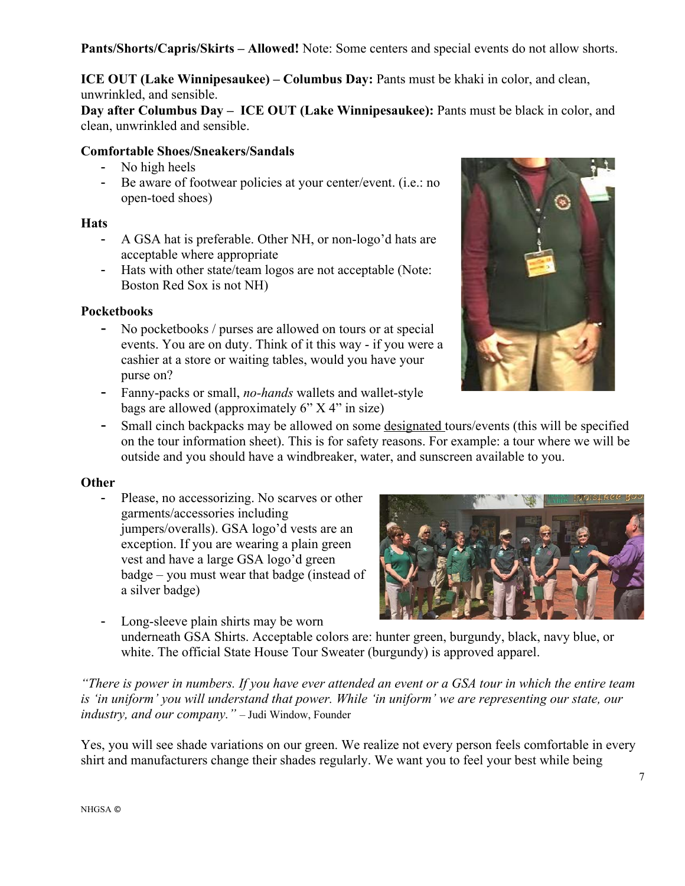**Pants/Shorts/Capris/Skirts – Allowed!** Note: Some centers and special events do not allow shorts.

**ICE OUT (Lake Winnipesaukee) – Columbus Day:** Pants must be khaki in color, and clean, unwrinkled, and sensible.
**Day after Columbus Day – ICE OUT (Lake Winnipesaukee):** Pants must be black in color, and clean, unwrinkled and sensible.

**Comfortable Shoes/Sneakers/Sandals**

- No high heels
- Be aware of footwear policies at your center/event. (i.e.: no open-toed shoes)

**Hats**

- A GSA hat is preferable. Other NH, or non-logo'd hats are acceptable where appropriate
- Hats with other state/team logos are not acceptable (Note: Boston Red Sox is not NH)

**Pocketbooks**

- No pocketbooks / purses are allowed on tours or at special events. You are on duty. Think of it this way - if you were a cashier at a store or waiting tables, would you have your purse on?
- Fanny-packs or small, *no-hands* wallets and wallet-style bags are allowed (approximately 6" X 4" in size)
- Small cinch backpacks may be allowed on some designated tours/events (this will be specified on the tour information sheet). This is for safety reasons. For example: a tour where we will be outside and you should have a windbreaker, water, and sunscreen available to you.

**Other**

- Please, no accessorizing. No scarves or other garments/accessories including jumpers/overalls). GSA logo'd vests are an exception. If you are wearing a plain green vest and have a large GSA logo'd green badge – you must wear that badge (instead of a silver badge)
- Long-sleeve plain shirts may be worn underneath GSA Shirts. Acceptable colors are: hunter green, burgundy, black, navy blue, or white. The official State House Tour Sweater (burgundy) is approved apparel.

*"There is power in numbers. If you have ever attended an event or a GSA tour in which the entire team is 'in uniform' you will understand that power. While 'in uniform' we are representing our state, our industry, and our company."* – Judi Window, Founder

Yes, you will see shade variations on our green. We realize not every person feels comfortable in every shirt and manufacturers change their shades regularly. We want you to feel your best while being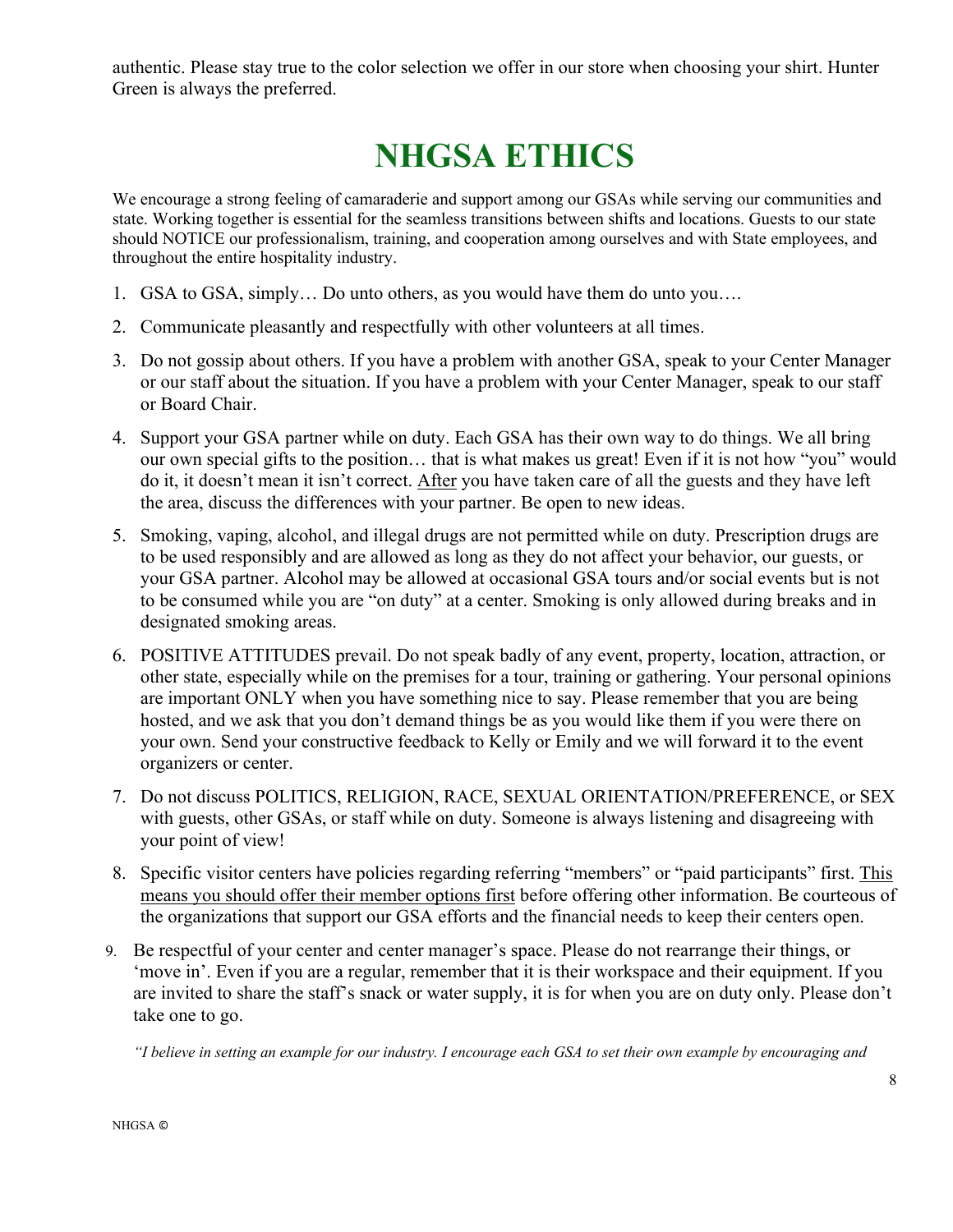authentic. Please stay true to the color selection we offer in our store when choosing your shirt. Hunter Green is always the preferred.

# NHGSA ETHICS

We encourage a strong feeling of camaraderie and support among our GSAs while serving our communities and state. Working together is essential for the seamless transitions between shifts and locations. Guests to our state should NOTICE our professionalism, training, and cooperation among ourselves and with State employees, and throughout the entire hospitality industry.

1. GSA to GSA, simply… Do unto others, as you would have them do unto you….
2. Communicate pleasantly and respectfully with other volunteers at all times.
3. Do not gossip about others. If you have a problem with another GSA, speak to your Center Manager or our staff about the situation. If you have a problem with your Center Manager, speak to our staff or Board Chair.
4. Support your GSA partner while on duty. Each GSA has their own way to do things. We all bring our own special gifts to the position… that is what makes us great! Even if it is not how "you" would do it, it doesn't mean it isn't correct. <u>After</u> you have taken care of all the guests and they have left the area, discuss the differences with your partner. Be open to new ideas.
5. Smoking, vaping, alcohol, and illegal drugs are not permitted while on duty. Prescription drugs are to be used responsibly and are allowed as long as they do not affect your behavior, our guests, or your GSA partner. Alcohol may be allowed at occasional GSA tours and/or social events but is not to be consumed while you are "on duty" at a center. Smoking is only allowed during breaks and in designated smoking areas.
6. POSITIVE ATTITUDES prevail. Do not speak badly of any event, property, location, attraction, or other state, especially while on the premises for a tour, training or gathering. Your personal opinions are important ONLY when you have something nice to say. Please remember that you are being hosted, and we ask that you don't demand things be as you would like them if you were there on your own. Send your constructive feedback to Kelly or Emily and we will forward it to the event organizers or center.
7. Do not discuss POLITICS, RELIGION, RACE, SEXUAL ORIENTATION/PREFERENCE, or SEX with guests, other GSAs, or staff while on duty. Someone is always listening and disagreeing with your point of view!
8. Specific visitor centers have policies regarding referring "members" or "paid participants" first. <u>This means you should offer their member options first</u> before offering other information. Be courteous of the organizations that support our GSA efforts and the financial needs to keep their centers open.
9. Be respectful of your center and center manager's space. Please do not rearrange their things, or 'move in'. Even if you are a regular, remember that it is their workspace and their equipment. If you are invited to share the staff's snack or water supply, it is for when you are on duty only. Please don't take one to go.

*"I believe in setting an example for our industry. I encourage each GSA to set their own example by encouraging and*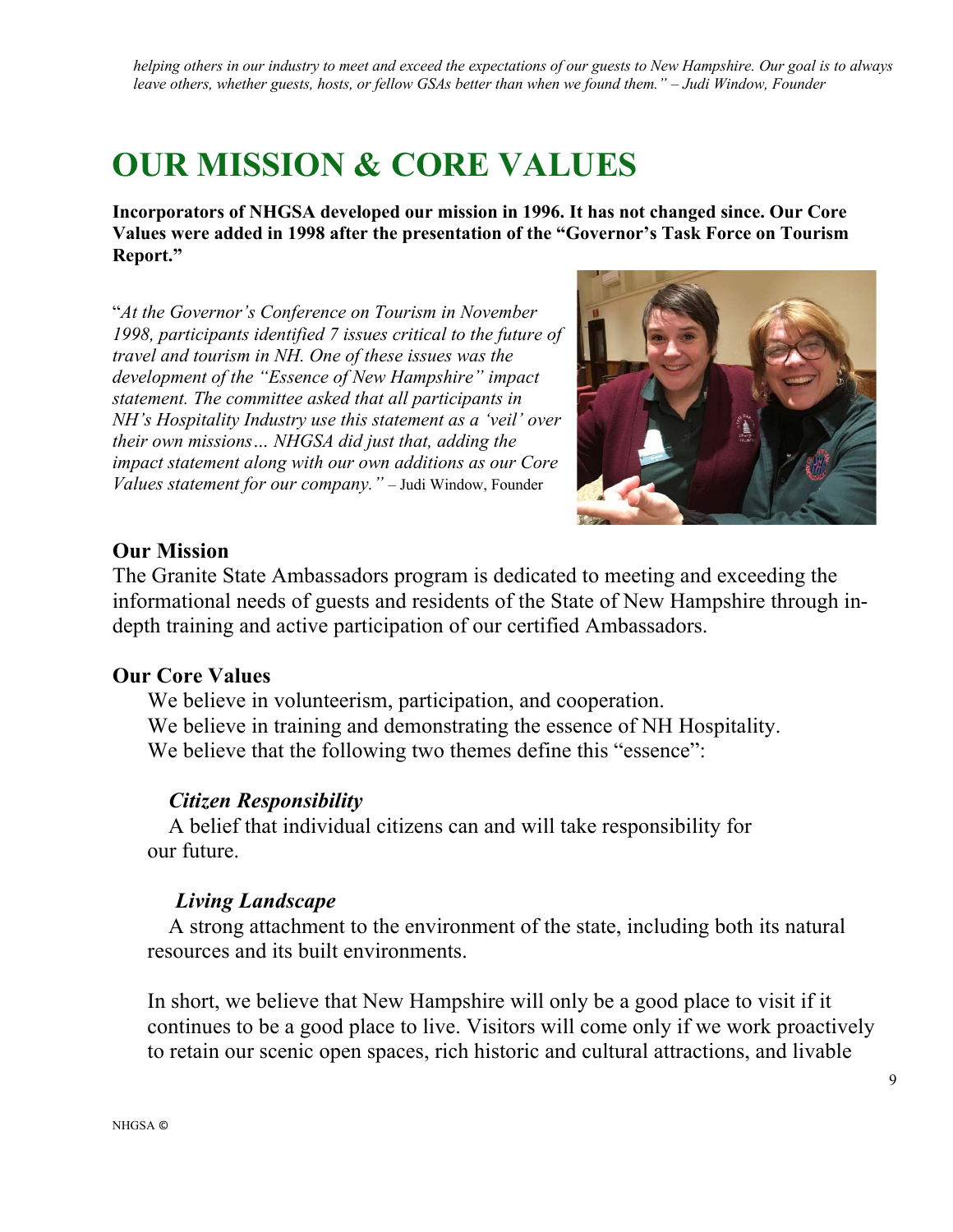*helping others in our industry to meet and exceed the expectations of our guests to New Hampshire. Our goal is to always leave others, whether guests, hosts, or fellow GSAs better than when we found them." – Judi Window, Founder*

# OUR MISSION & CORE VALUES

**Incorporators of NHGSA developed our mission in 1996. It has not changed since. Our Core Values were added in 1998 after the presentation of the "Governor's Task Force on Tourism Report."**

"*At the Governor's Conference on Tourism in November 1998, participants identified 7 issues critical to the future of travel and tourism in NH. One of these issues was the development of the "Essence of New Hampshire" impact statement. The committee asked that all participants in NH's Hospitality Industry use this statement as a 'veil' over their own missions… NHGSA did just that, adding the impact statement along with our own additions as our Core Values statement for our company."* – Judi Window, Founder

### Our Mission

The Granite State Ambassadors program is dedicated to meeting and exceeding the informational needs of guests and residents of the State of New Hampshire through in-depth training and active participation of our certified Ambassadors.

### Our Core Values

We believe in volunteerism, participation, and cooperation.
We believe in training and demonstrating the essence of NH Hospitality.
We believe that the following two themes define this "essence":

***Citizen Responsibility***

A belief that individual citizens can and will take responsibility for our future.

***Living Landscape***

A strong attachment to the environment of the state, including both its natural resources and its built environments.

In short, we believe that New Hampshire will only be a good place to visit if it continues to be a good place to live. Visitors will come only if we work proactively to retain our scenic open spaces, rich historic and cultural attractions, and livable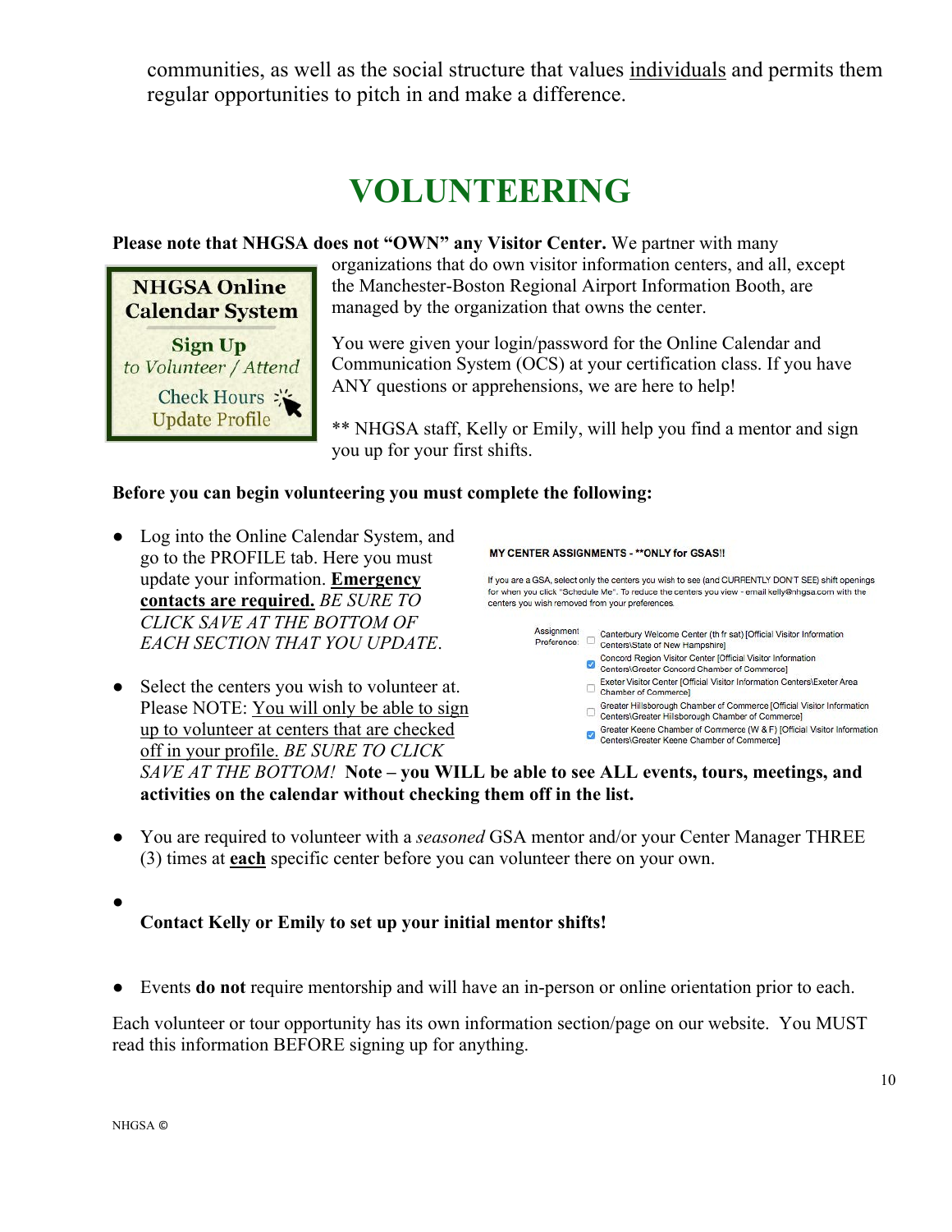communities, as well as the social structure that values individuals and permits them regular opportunities to pitch in and make a difference.

# VOLUNTEERING

**Please note that NHGSA does not "OWN" any Visitor Center.** We partner with many organizations that do own visitor information centers, and all, except the Manchester-Boston Regional Airport Information Booth, are managed by the organization that owns the center.

NHGSA Online Calendar System
Sign Up *to Volunteer / Attend*
Check Hours
Update Profile

You were given your login/password for the Online Calendar and Communication System (OCS) at your certification class. If you have ANY questions or apprehensions, we are here to help!

** NHGSA staff, Kelly or Emily, will help you find a mentor and sign you up for your first shifts.

**Before you can begin volunteering you must complete the following:**

- Log into the Online Calendar System, and go to the PROFILE tab. Here you must update your information. **Emergency contacts are required.** *BE SURE TO CLICK SAVE AT THE BOTTOM OF EACH SECTION THAT YOU UPDATE.*

MY CENTER ASSIGNMENTS - **ONLY for GSAS!!

If you are a GSA, select only the centers you wish to see (and CURRENTLY DON'T SEE) shift openings for when you click "Schedule Me". To reduce the centers you view - email kelly@nhgsa.com with the centers you wish removed from your preferences.

Assignment Preference:
- [ ] Canterbury Welcome Center (th fr sat) [Official Visitor Information Centers\State of New Hampshire]
- [x] Concord Region Visitor Center [Official Visitor Information Centers\Greater Concord Chamber of Commerce]
- [ ] Exeter Visitor Center [Official Visitor Information Centers\Exeter Area Chamber of Commerce]
- [ ] Greater Hillsborough Chamber of Commerce [Official Visitor Information Centers\Greater Hillsborough Chamber of Commerce]
- [x] Greater Keene Chamber of Commerce (W & F) [Official Visitor Information Centers\Greater Keene Chamber of Commerce]

- Select the centers you wish to volunteer at. Please NOTE: You will only be able to sign up to volunteer at centers that are checked off in your profile. *BE SURE TO CLICK SAVE AT THE BOTTOM!* **Note – you WILL be able to see ALL events, tours, meetings, and activities on the calendar without checking them off in the list.**

- You are required to volunteer with a *seasoned* GSA mentor and/or your Center Manager THREE (3) times at **each** specific center before you can volunteer there on your own.

- **Contact Kelly or Emily to set up your initial mentor shifts!**

- Events **do not** require mentorship and will have an in-person or online orientation prior to each.

Each volunteer or tour opportunity has its own information section/page on our website. You MUST read this information BEFORE signing up for anything.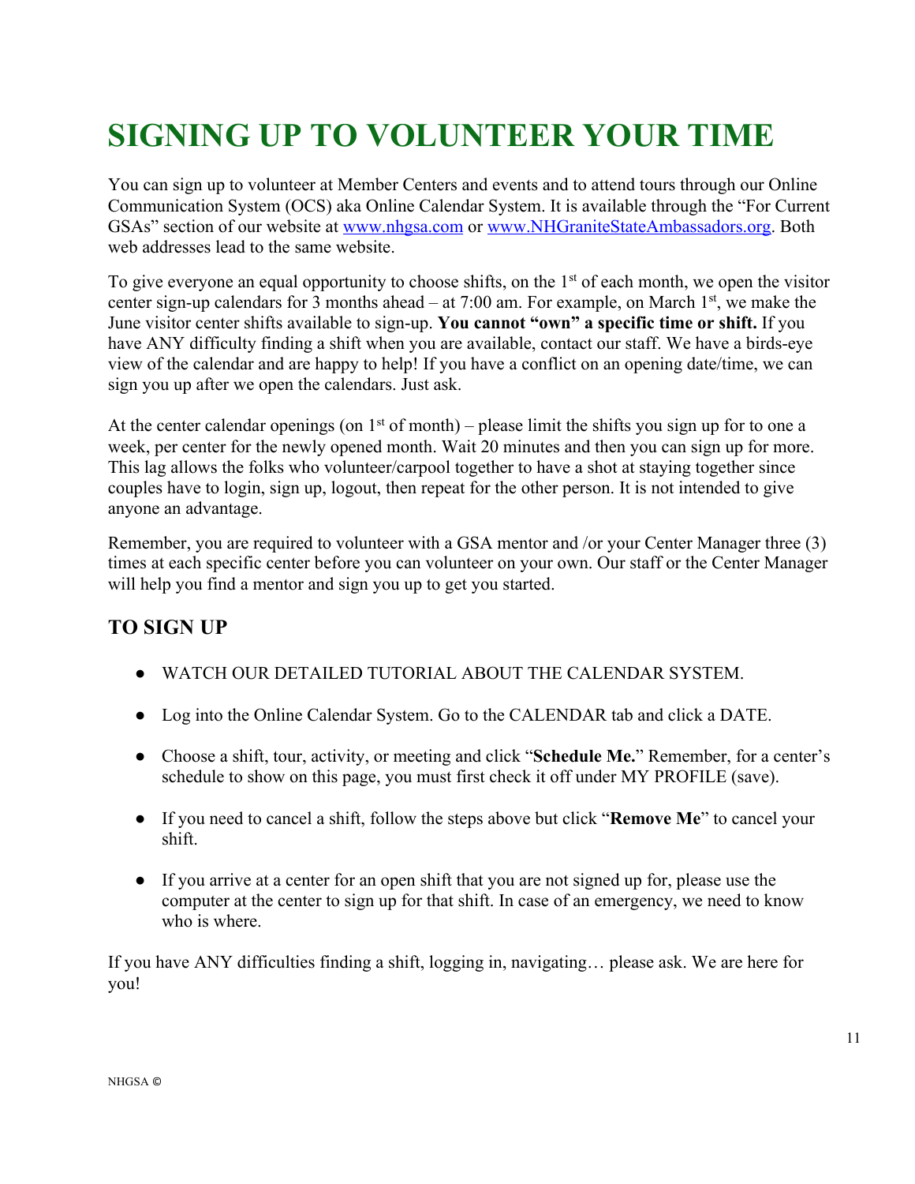# SIGNING UP TO VOLUNTEER YOUR TIME

You can sign up to volunteer at Member Centers and events and to attend tours through our Online Communication System (OCS) aka Online Calendar System. It is available through the "For Current GSAs" section of our website at [www.nhgsa.com](http://www.nhgsa.com) or [www.NHGraniteStateAmbassadors.org](http://www.NHGraniteStateAmbassadors.org). Both web addresses lead to the same website.

To give everyone an equal opportunity to choose shifts, on the 1st of each month, we open the visitor center sign-up calendars for 3 months ahead – at 7:00 am. For example, on March 1st, we make the June visitor center shifts available to sign-up. **You cannot "own" a specific time or shift.** If you have ANY difficulty finding a shift when you are available, contact our staff. We have a birds-eye view of the calendar and are happy to help! If you have a conflict on an opening date/time, we can sign you up after we open the calendars. Just ask.

At the center calendar openings (on 1st of month) – please limit the shifts you sign up for to one a week, per center for the newly opened month. Wait 20 minutes and then you can sign up for more. This lag allows the folks who volunteer/carpool together to have a shot at staying together since couples have to login, sign up, logout, then repeat for the other person. It is not intended to give anyone an advantage.

Remember, you are required to volunteer with a GSA mentor and /or your Center Manager three (3) times at each specific center before you can volunteer on your own. Our staff or the Center Manager will help you find a mentor and sign you up to get you started.

## TO SIGN UP

- WATCH OUR DETAILED TUTORIAL ABOUT THE CALENDAR SYSTEM.
- Log into the Online Calendar System. Go to the CALENDAR tab and click a DATE.
- Choose a shift, tour, activity, or meeting and click "**Schedule Me.**" Remember, for a center's schedule to show on this page, you must first check it off under MY PROFILE (save).
- If you need to cancel a shift, follow the steps above but click "**Remove Me**" to cancel your shift.
- If you arrive at a center for an open shift that you are not signed up for, please use the computer at the center to sign up for that shift. In case of an emergency, we need to know who is where.

If you have ANY difficulties finding a shift, logging in, navigating… please ask. We are here for you!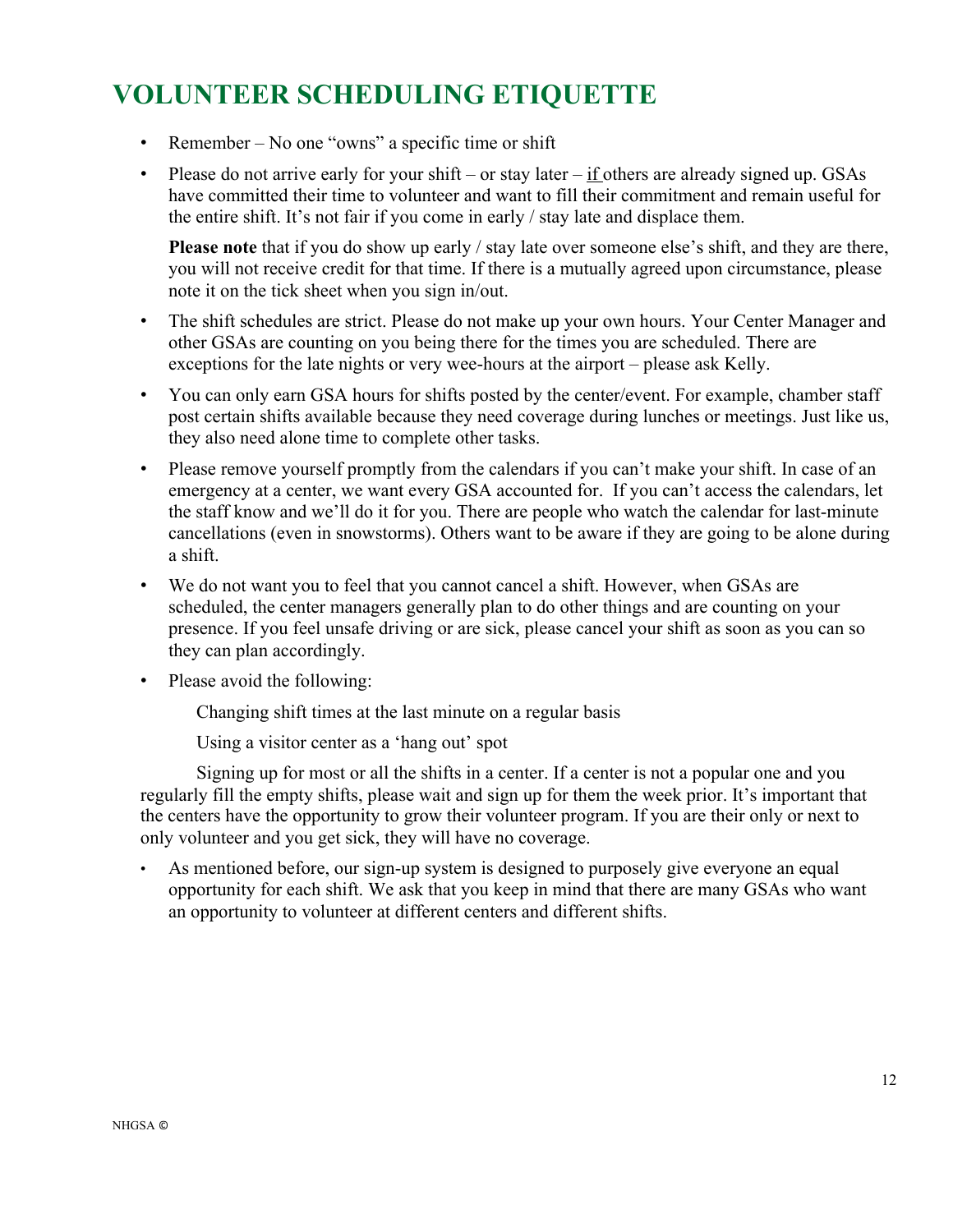# VOLUNTEER SCHEDULING ETIQUETTE

- Remember – No one "owns" a specific time or shift
- Please do not arrive early for your shift – or stay later – if others are already signed up. GSAs have committed their time to volunteer and want to fill their commitment and remain useful for the entire shift. It's not fair if you come in early / stay late and displace them.

  **Please note** that if you do show up early / stay late over someone else's shift, and they are there, you will not receive credit for that time. If there is a mutually agreed upon circumstance, please note it on the tick sheet when you sign in/out.

- The shift schedules are strict. Please do not make up your own hours. Your Center Manager and other GSAs are counting on you being there for the times you are scheduled. There are exceptions for the late nights or very wee-hours at the airport – please ask Kelly.
- You can only earn GSA hours for shifts posted by the center/event. For example, chamber staff post certain shifts available because they need coverage during lunches or meetings. Just like us, they also need alone time to complete other tasks.
- Please remove yourself promptly from the calendars if you can't make your shift. In case of an emergency at a center, we want every GSA accounted for. If you can't access the calendars, let the staff know and we'll do it for you. There are people who watch the calendar for last-minute cancellations (even in snowstorms). Others want to be aware if they are going to be alone during a shift.
- We do not want you to feel that you cannot cancel a shift. However, when GSAs are scheduled, the center managers generally plan to do other things and are counting on your presence. If you feel unsafe driving or are sick, please cancel your shift as soon as you can so they can plan accordingly.
- Please avoid the following:

  Changing shift times at the last minute on a regular basis

  Using a visitor center as a 'hang out' spot

  Signing up for most or all the shifts in a center. If a center is not a popular one and you regularly fill the empty shifts, please wait and sign up for them the week prior. It's important that the centers have the opportunity to grow their volunteer program. If you are their only or next to only volunteer and you get sick, they will have no coverage.

- As mentioned before, our sign-up system is designed to purposely give everyone an equal opportunity for each shift. We ask that you keep in mind that there are many GSAs who want an opportunity to volunteer at different centers and different shifts.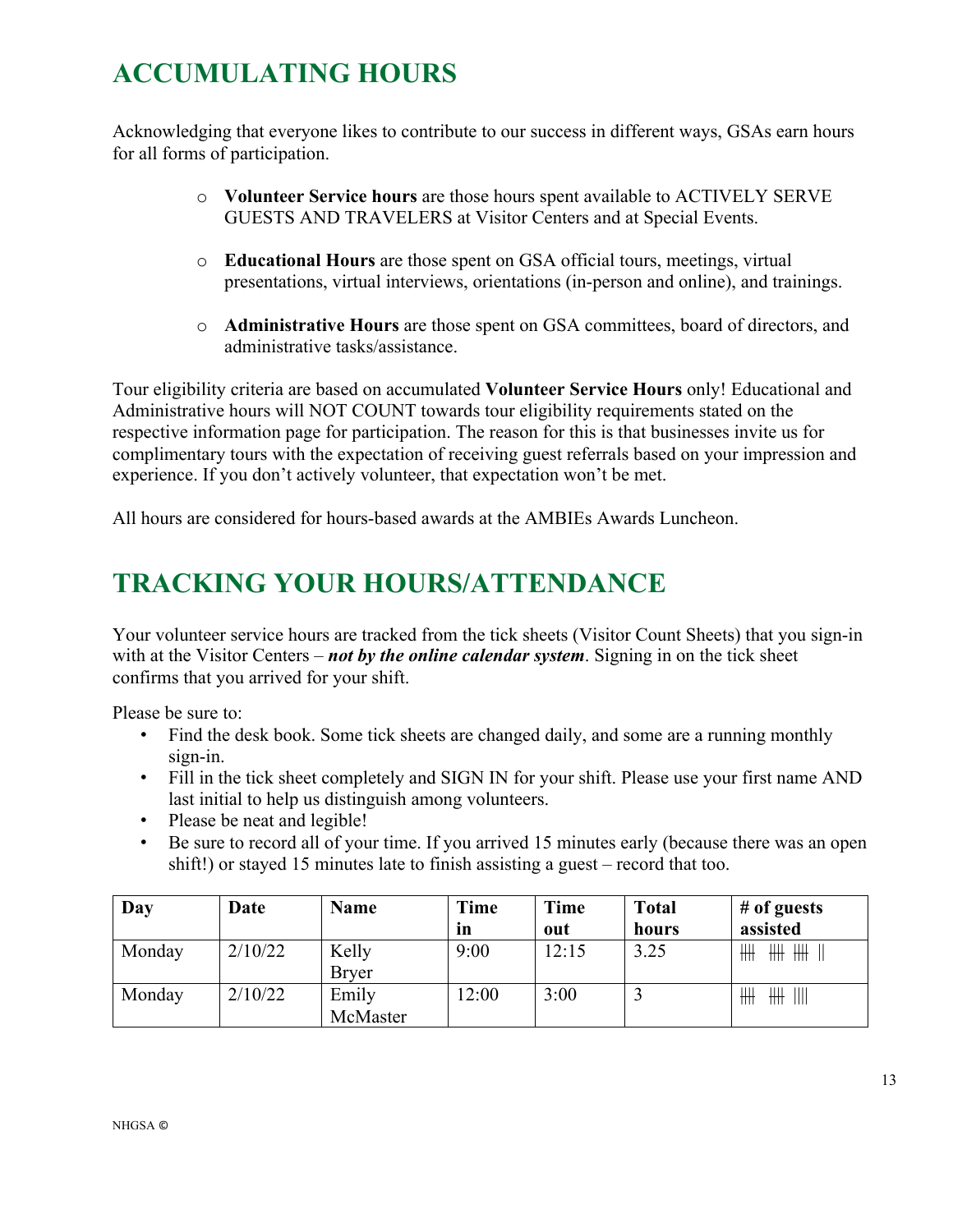# ACCUMULATING HOURS

Acknowledging that everyone likes to contribute to our success in different ways, GSAs earn hours for all forms of participation.

- **Volunteer Service hours** are those hours spent available to ACTIVELY SERVE GUESTS AND TRAVELERS at Visitor Centers and at Special Events.
- **Educational Hours** are those spent on GSA official tours, meetings, virtual presentations, virtual interviews, orientations (in-person and online), and trainings.
- **Administrative Hours** are those spent on GSA committees, board of directors, and administrative tasks/assistance.

Tour eligibility criteria are based on accumulated **Volunteer Service Hours** only! Educational and Administrative hours will NOT COUNT towards tour eligibility requirements stated on the respective information page for participation. The reason for this is that businesses invite us for complimentary tours with the expectation of receiving guest referrals based on your impression and experience. If you don't actively volunteer, that expectation won't be met.

All hours are considered for hours-based awards at the AMBIEs Awards Luncheon.

# TRACKING YOUR HOURS/ATTENDANCE

Your volunteer service hours are tracked from the tick sheets (Visitor Count Sheets) that you sign-in with at the Visitor Centers – ***not by the online calendar system***. Signing in on the tick sheet confirms that you arrived for your shift.

Please be sure to:

- Find the desk book. Some tick sheets are changed daily, and some are a running monthly sign-in.
- Fill in the tick sheet completely and SIGN IN for your shift. Please use your first name AND last initial to help us distinguish among volunteers.
- Please be neat and legible!
- Be sure to record all of your time. If you arrived 15 minutes early (because there was an open shift!) or stayed 15 minutes late to finish assisting a guest – record that too.

| Day | Date | Name | Time in | Time out | Total hours | # of guests assisted |
|---|---|---|---|---|---|---|
| Monday | 2/10/22 | Kelly Bryer | 9:00 | 12:15 | 3.25 | 𝍸 𝍸 𝍸 \|\| |
| Monday | 2/10/22 | Emily McMaster | 12:00 | 3:00 | 3 | 𝍸 𝍸 \|\|\|\| |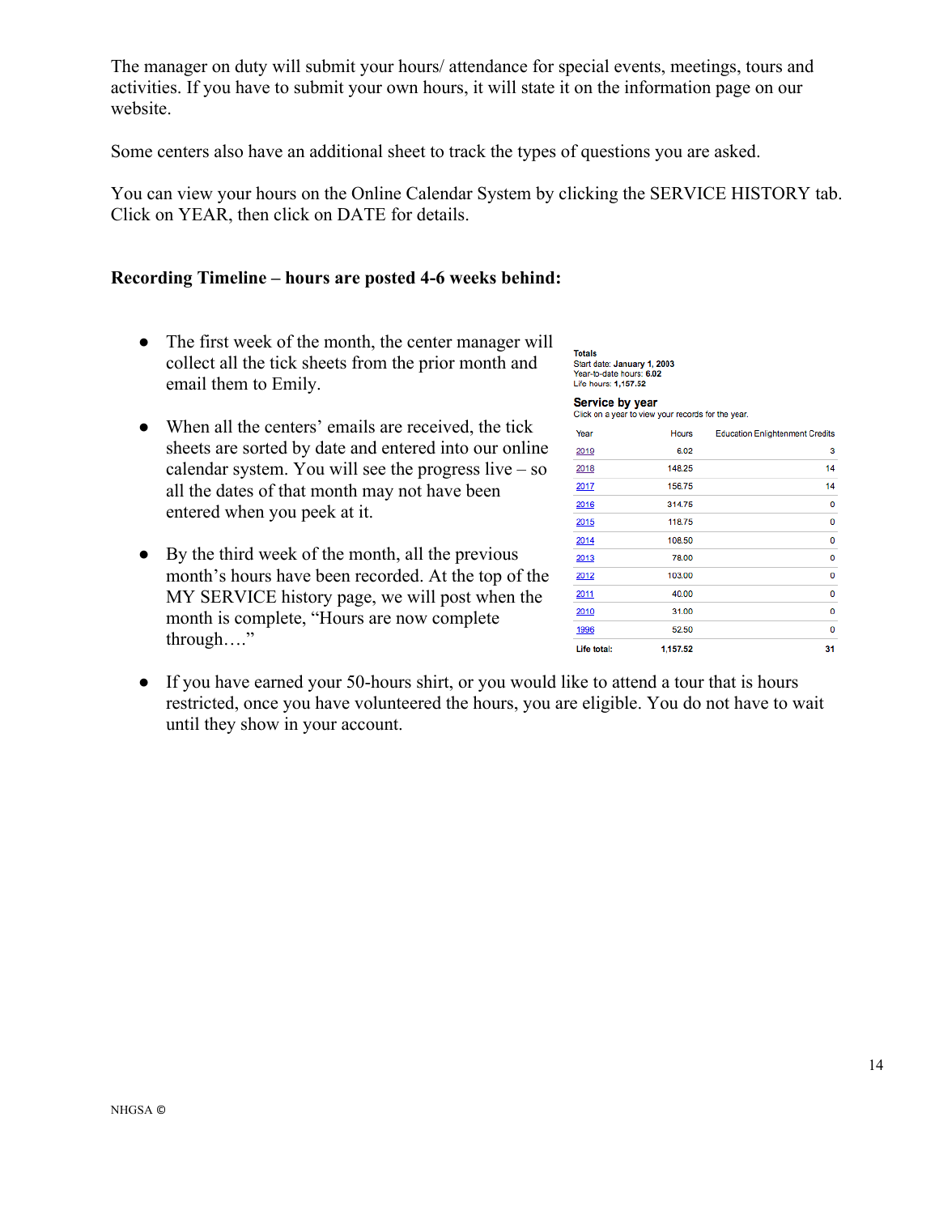The manager on duty will submit your hours/ attendance for special events, meetings, tours and activities. If you have to submit your own hours, it will state it on the information page on our website.

Some centers also have an additional sheet to track the types of questions you are asked.

You can view your hours on the Online Calendar System by clicking the SERVICE HISTORY tab. Click on YEAR, then click on DATE for details.

**Recording Timeline – hours are posted 4-6 weeks behind:**

- The first week of the month, the center manager will collect all the tick sheets from the prior month and email them to Emily.
- When all the centers' emails are received, the tick sheets are sorted by date and entered into our online calendar system. You will see the progress live – so all the dates of that month may not have been entered when you peek at it.
- By the third week of the month, all the previous month's hours have been recorded. At the top of the MY SERVICE history page, we will post when the month is complete, "Hours are now complete through…."

**Totals**
Start date: **January 1, 2003**
Year-to-date hours: **6.02**
Life hours: **1,157.52**

**Service by year**
Click on a year to view your records for the year.

| Year | Hours | Education Enlightenment Credits |
|---|---|---|
| 2019 | 6.02 | 3 |
| 2018 | 148.25 | 14 |
| 2017 | 156.75 | 14 |
| 2016 | 314.75 | 0 |
| 2015 | 118.75 | 0 |
| 2014 | 108.50 | 0 |
| 2013 | 78.00 | 0 |
| 2012 | 103.00 | 0 |
| 2011 | 40.00 | 0 |
| 2010 | 31.00 | 0 |
| 1996 | 52.50 | 0 |
| **Life total:** | **1,157.52** | **31** |

- If you have earned your 50-hours shirt, or you would like to attend a tour that is hours restricted, once you have volunteered the hours, you are eligible. You do not have to wait until they show in your account.

NHGSA ©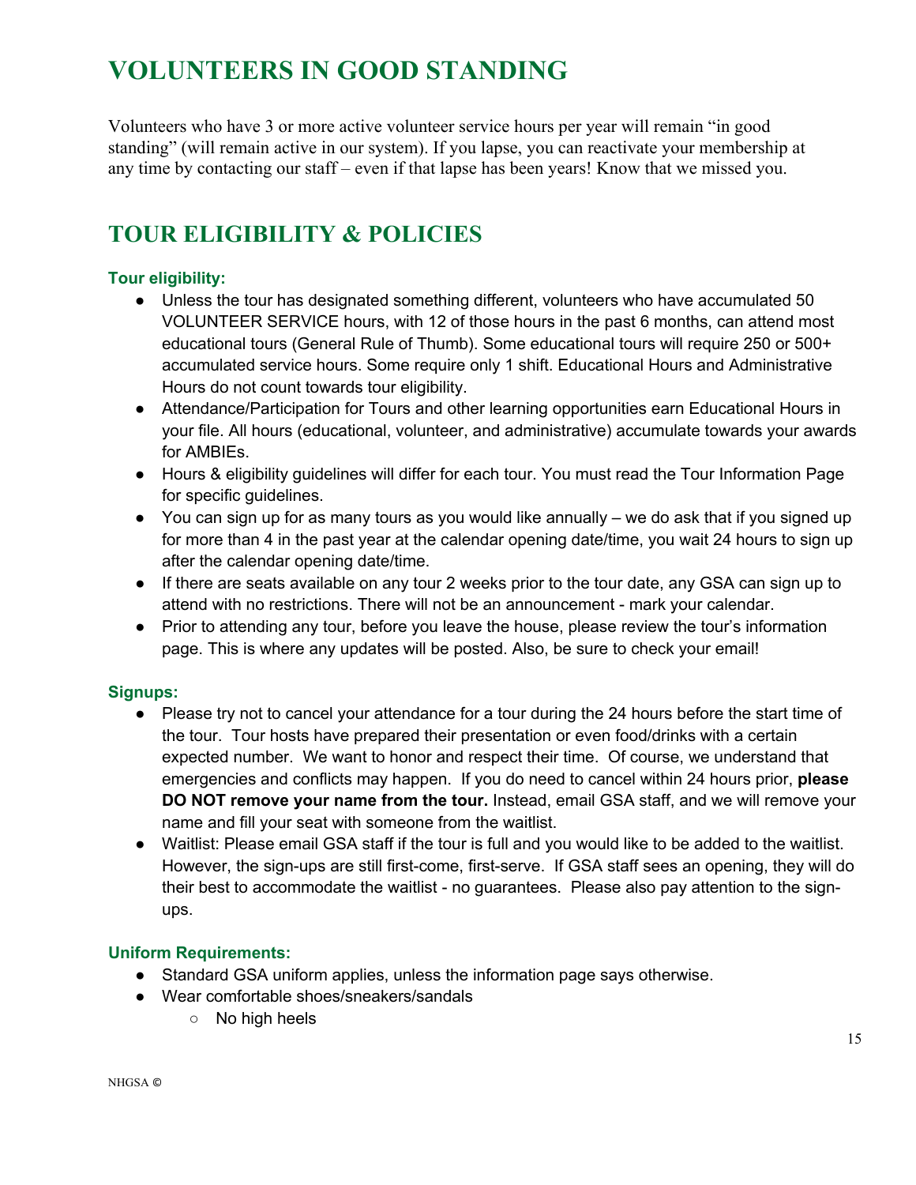# VOLUNTEERS IN GOOD STANDING

Volunteers who have 3 or more active volunteer service hours per year will remain "in good standing" (will remain active in our system). If you lapse, you can reactivate your membership at any time by contacting our staff – even if that lapse has been years! Know that we missed you.

# TOUR ELIGIBILITY & POLICIES

### Tour eligibility:

- Unless the tour has designated something different, volunteers who have accumulated 50 VOLUNTEER SERVICE hours, with 12 of those hours in the past 6 months, can attend most educational tours (General Rule of Thumb). Some educational tours will require 250 or 500+ accumulated service hours. Some require only 1 shift. Educational Hours and Administrative Hours do not count towards tour eligibility.
- Attendance/Participation for Tours and other learning opportunities earn Educational Hours in your file. All hours (educational, volunteer, and administrative) accumulate towards your awards for AMBIEs.
- Hours & eligibility guidelines will differ for each tour. You must read the Tour Information Page for specific guidelines.
- You can sign up for as many tours as you would like annually – we do ask that if you signed up for more than 4 in the past year at the calendar opening date/time, you wait 24 hours to sign up after the calendar opening date/time.
- If there are seats available on any tour 2 weeks prior to the tour date, any GSA can sign up to attend with no restrictions. There will not be an announcement - mark your calendar.
- Prior to attending any tour, before you leave the house, please review the tour's information page. This is where any updates will be posted. Also, be sure to check your email!

### Signups:

- Please try not to cancel your attendance for a tour during the 24 hours before the start time of the tour. Tour hosts have prepared their presentation or even food/drinks with a certain expected number. We want to honor and respect their time. Of course, we understand that emergencies and conflicts may happen. If you do need to cancel within 24 hours prior, **please DO NOT remove your name from the tour.** Instead, email GSA staff, and we will remove your name and fill your seat with someone from the waitlist.
- Waitlist: Please email GSA staff if the tour is full and you would like to be added to the waitlist. However, the sign-ups are still first-come, first-serve. If GSA staff sees an opening, they will do their best to accommodate the waitlist - no guarantees. Please also pay attention to the sign-ups.

### Uniform Requirements:

- Standard GSA uniform applies, unless the information page says otherwise.
- Wear comfortable shoes/sneakers/sandals
  - No high heels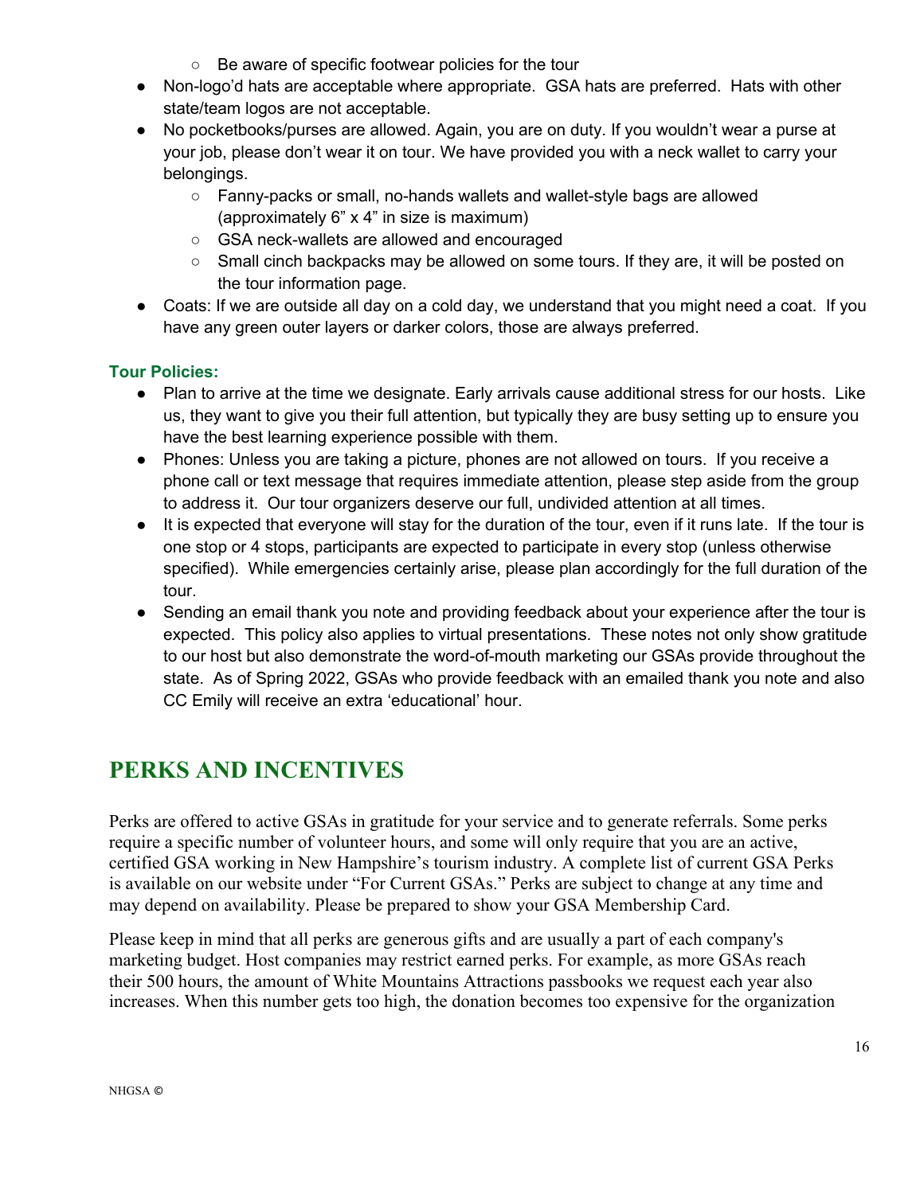- Be aware of specific footwear policies for the tour
- Non-logo'd hats are acceptable where appropriate. GSA hats are preferred. Hats with other state/team logos are not acceptable.
- No pocketbooks/purses are allowed. Again, you are on duty. If you wouldn't wear a purse at your job, please don't wear it on tour. We have provided you with a neck wallet to carry your belongings.
    - Fanny-packs or small, no-hands wallets and wallet-style bags are allowed (approximately 6" x 4" in size is maximum)
    - GSA neck-wallets are allowed and encouraged
    - Small cinch backpacks may be allowed on some tours. If they are, it will be posted on the tour information page.
- Coats: If we are outside all day on a cold day, we understand that you might need a coat. If you have any green outer layers or darker colors, those are always preferred.

**Tour Policies:**

- Plan to arrive at the time we designate. Early arrivals cause additional stress for our hosts. Like us, they want to give you their full attention, but typically they are busy setting up to ensure you have the best learning experience possible with them.
- Phones: Unless you are taking a picture, phones are not allowed on tours. If you receive a phone call or text message that requires immediate attention, please step aside from the group to address it. Our tour organizers deserve our full, undivided attention at all times.
- It is expected that everyone will stay for the duration of the tour, even if it runs late. If the tour is one stop or 4 stops, participants are expected to participate in every stop (unless otherwise specified). While emergencies certainly arise, please plan accordingly for the full duration of the tour.
- Sending an email thank you note and providing feedback about your experience after the tour is expected. This policy also applies to virtual presentations. These notes not only show gratitude to our host but also demonstrate the word-of-mouth marketing our GSAs provide throughout the state. As of Spring 2022, GSAs who provide feedback with an emailed thank you note and also CC Emily will receive an extra 'educational' hour.

# PERKS AND INCENTIVES

Perks are offered to active GSAs in gratitude for your service and to generate referrals. Some perks require a specific number of volunteer hours, and some will only require that you are an active, certified GSA working in New Hampshire's tourism industry. A complete list of current GSA Perks is available on our website under "For Current GSAs." Perks are subject to change at any time and may depend on availability. Please be prepared to show your GSA Membership Card.

Please keep in mind that all perks are generous gifts and are usually a part of each company's marketing budget. Host companies may restrict earned perks. For example, as more GSAs reach their 500 hours, the amount of White Mountains Attractions passbooks we request each year also increases. When this number gets too high, the donation becomes too expensive for the organization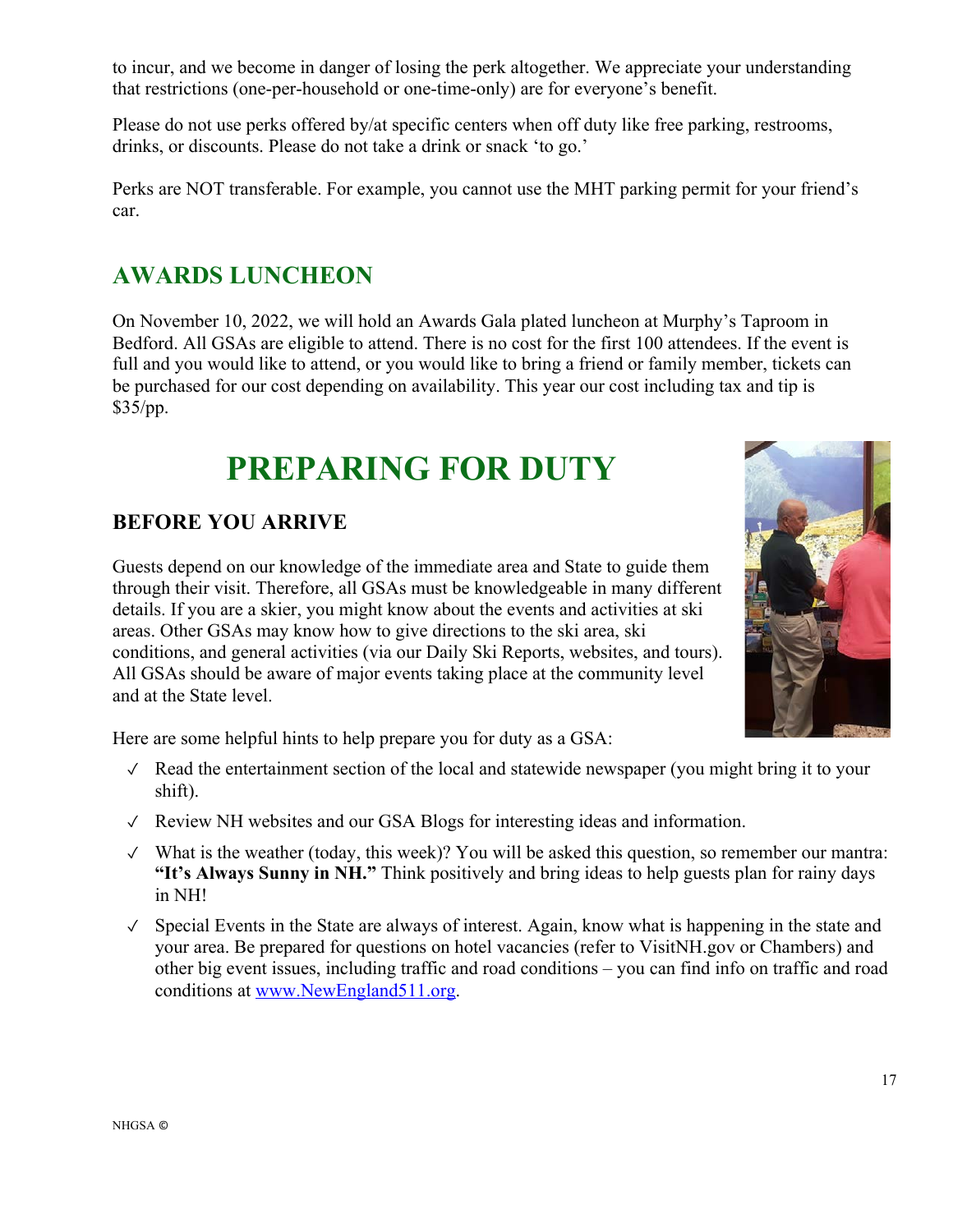to incur, and we become in danger of losing the perk altogether. We appreciate your understanding that restrictions (one-per-household or one-time-only) are for everyone's benefit.

Please do not use perks offered by/at specific centers when off duty like free parking, restrooms, drinks, or discounts. Please do not take a drink or snack 'to go.'

Perks are NOT transferable. For example, you cannot use the MHT parking permit for your friend's car.

## AWARDS LUNCHEON

On November 10, 2022, we will hold an Awards Gala plated luncheon at Murphy's Taproom in Bedford. All GSAs are eligible to attend. There is no cost for the first 100 attendees. If the event is full and you would like to attend, or you would like to bring a friend or family member, tickets can be purchased for our cost depending on availability. This year our cost including tax and tip is $35/pp.

# PREPARING FOR DUTY

### BEFORE YOU ARRIVE

Guests depend on our knowledge of the immediate area and State to guide them through their visit. Therefore, all GSAs must be knowledgeable in many different details. If you are a skier, you might know about the events and activities at ski areas. Other GSAs may know how to give directions to the ski area, ski conditions, and general activities (via our Daily Ski Reports, websites, and tours). All GSAs should be aware of major events taking place at the community level and at the State level.

Here are some helpful hints to help prepare you for duty as a GSA:

- ✓ Read the entertainment section of the local and statewide newspaper (you might bring it to your shift).
- ✓ Review NH websites and our GSA Blogs for interesting ideas and information.
- ✓ What is the weather (today, this week)? You will be asked this question, so remember our mantra: **"It's Always Sunny in NH."** Think positively and bring ideas to help guests plan for rainy days in NH!
- ✓ Special Events in the State are always of interest. Again, know what is happening in the state and your area. Be prepared for questions on hotel vacancies (refer to VisitNH.gov or Chambers) and other big event issues, including traffic and road conditions – you can find info on traffic and road conditions at www.NewEngland511.org.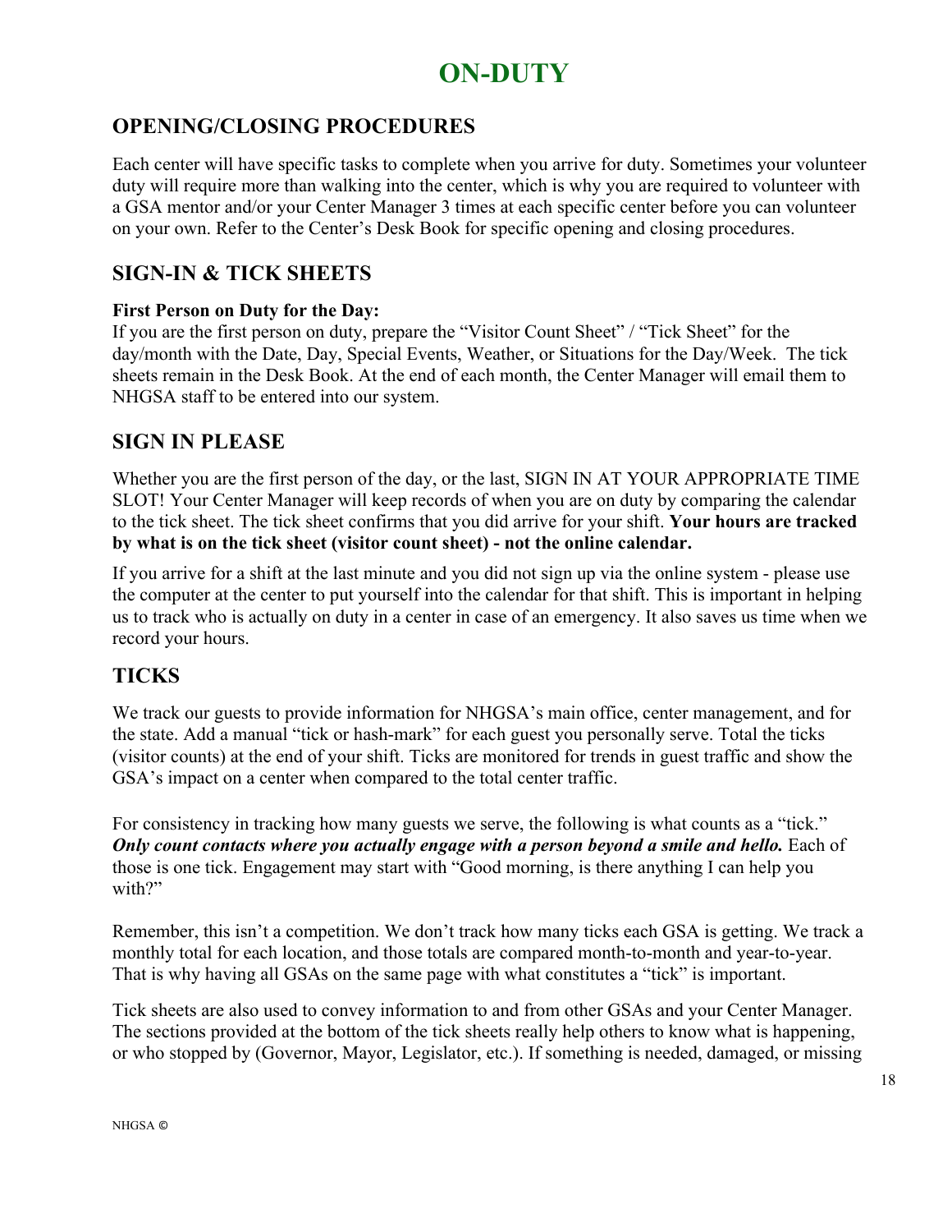# ON-DUTY

## OPENING/CLOSING PROCEDURES

Each center will have specific tasks to complete when you arrive for duty. Sometimes your volunteer duty will require more than walking into the center, which is why you are required to volunteer with a GSA mentor and/or your Center Manager 3 times at each specific center before you can volunteer on your own. Refer to the Center's Desk Book for specific opening and closing procedures.

## SIGN-IN & TICK SHEETS

**First Person on Duty for the Day:**
If you are the first person on duty, prepare the "Visitor Count Sheet" / "Tick Sheet" for the day/month with the Date, Day, Special Events, Weather, or Situations for the Day/Week. The tick sheets remain in the Desk Book. At the end of each month, the Center Manager will email them to NHGSA staff to be entered into our system.

## SIGN IN PLEASE

Whether you are the first person of the day, or the last, SIGN IN AT YOUR APPROPRIATE TIME SLOT! Your Center Manager will keep records of when you are on duty by comparing the calendar to the tick sheet. The tick sheet confirms that you did arrive for your shift. **Your hours are tracked by what is on the tick sheet (visitor count sheet) - not the online calendar.**

If you arrive for a shift at the last minute and you did not sign up via the online system - please use the computer at the center to put yourself into the calendar for that shift. This is important in helping us to track who is actually on duty in a center in case of an emergency. It also saves us time when we record your hours.

## TICKS

We track our guests to provide information for NHGSA's main office, center management, and for the state. Add a manual "tick or hash-mark" for each guest you personally serve. Total the ticks (visitor counts) at the end of your shift. Ticks are monitored for trends in guest traffic and show the GSA's impact on a center when compared to the total center traffic.

For consistency in tracking how many guests we serve, the following is what counts as a "tick." ***Only count contacts where you actually engage with a person beyond a smile and hello.*** Each of those is one tick. Engagement may start with "Good morning, is there anything I can help you with?"

Remember, this isn't a competition. We don't track how many ticks each GSA is getting. We track a monthly total for each location, and those totals are compared month-to-month and year-to-year. That is why having all GSAs on the same page with what constitutes a "tick" is important.

Tick sheets are also used to convey information to and from other GSAs and your Center Manager. The sections provided at the bottom of the tick sheets really help others to know what is happening, or who stopped by (Governor, Mayor, Legislator, etc.). If something is needed, damaged, or missing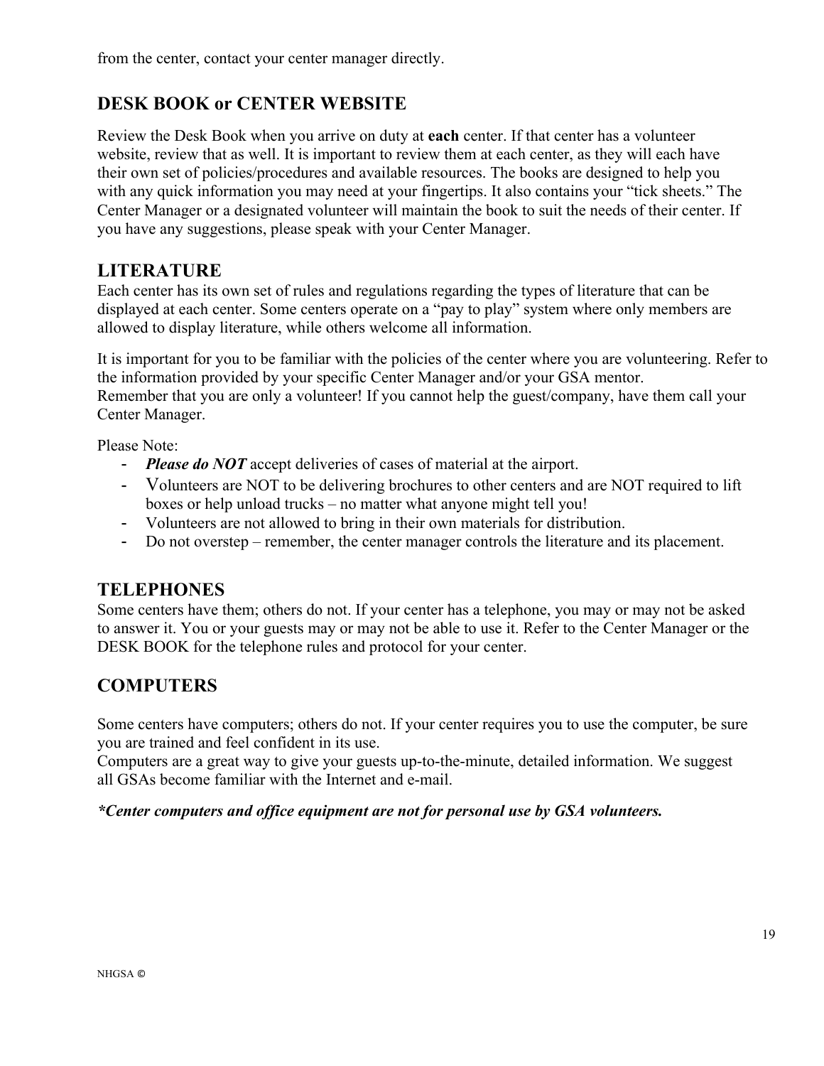from the center, contact your center manager directly.

## DESK BOOK or CENTER WEBSITE

Review the Desk Book when you arrive on duty at **each** center. If that center has a volunteer website, review that as well. It is important to review them at each center, as they will each have their own set of policies/procedures and available resources. The books are designed to help you with any quick information you may need at your fingertips. It also contains your "tick sheets." The Center Manager or a designated volunteer will maintain the book to suit the needs of their center. If you have any suggestions, please speak with your Center Manager.

## LITERATURE

Each center has its own set of rules and regulations regarding the types of literature that can be displayed at each center. Some centers operate on a "pay to play" system where only members are allowed to display literature, while others welcome all information.

It is important for you to be familiar with the policies of the center where you are volunteering. Refer to the information provided by your specific Center Manager and/or your GSA mentor.
Remember that you are only a volunteer! If you cannot help the guest/company, have them call your Center Manager.

Please Note:

- ***Please do NOT*** accept deliveries of cases of material at the airport.
- Volunteers are NOT to be delivering brochures to other centers and are NOT required to lift boxes or help unload trucks – no matter what anyone might tell you!
- Volunteers are not allowed to bring in their own materials for distribution.
- Do not overstep – remember, the center manager controls the literature and its placement.

## TELEPHONES

Some centers have them; others do not. If your center has a telephone, you may or may not be asked to answer it. You or your guests may or may not be able to use it. Refer to the Center Manager or the DESK BOOK for the telephone rules and protocol for your center.

## COMPUTERS

Some centers have computers; others do not. If your center requires you to use the computer, be sure you are trained and feel confident in its use.
Computers are a great way to give your guests up-to-the-minute, detailed information. We suggest all GSAs become familiar with the Internet and e-mail.

***\*Center computers and office equipment are not for personal use by GSA volunteers.***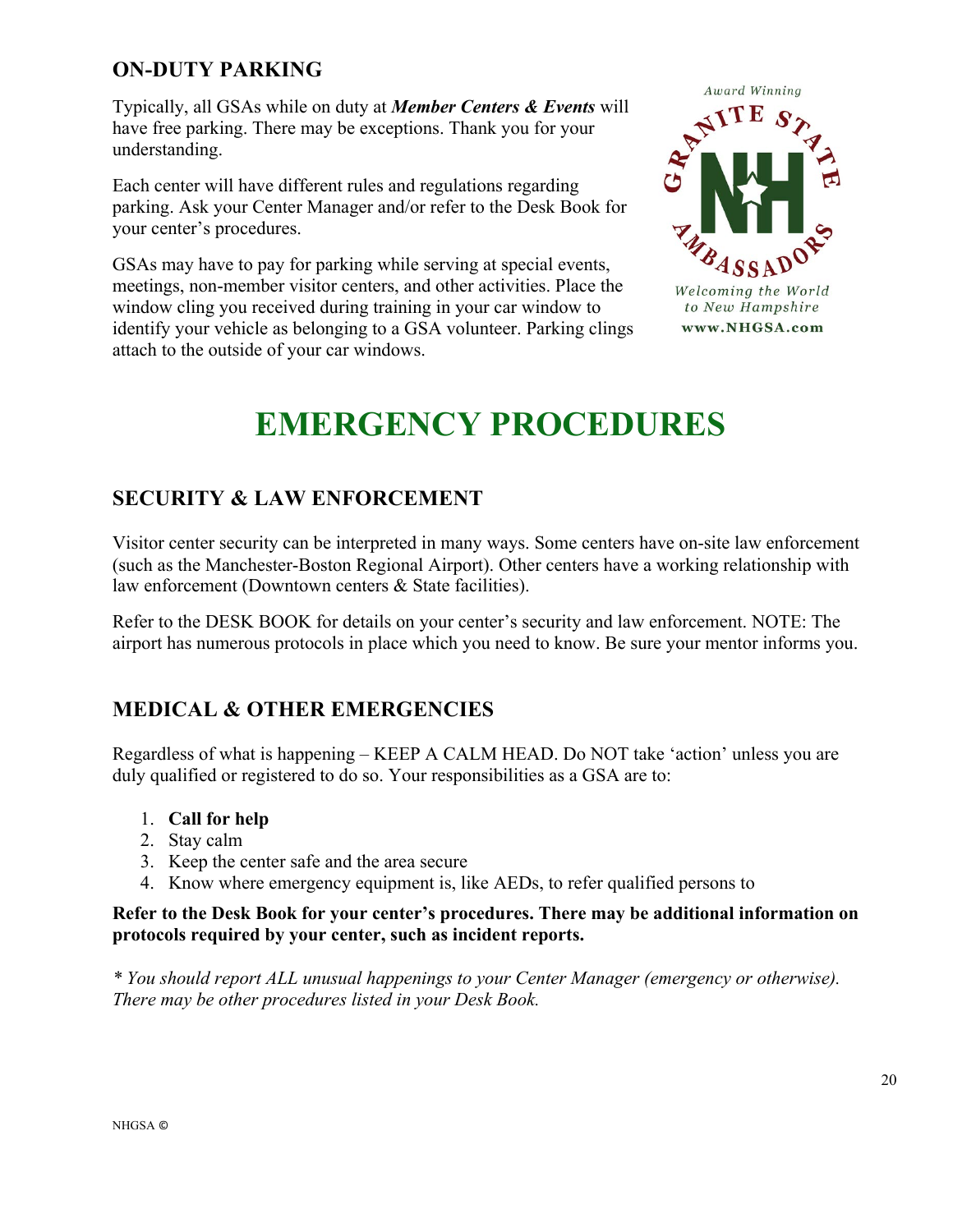## ON-DUTY PARKING

Typically, all GSAs while on duty at ***Member Centers & Events*** will have free parking. There may be exceptions. Thank you for your understanding.

Each center will have different rules and regulations regarding parking. Ask your Center Manager and/or refer to the Desk Book for your center's procedures.

GSAs may have to pay for parking while serving at special events, meetings, non-member visitor centers, and other activities. Place the window cling you received during training in your car window to identify your vehicle as belonging to a GSA volunteer. Parking clings attach to the outside of your car windows.

# EMERGENCY PROCEDURES

## SECURITY & LAW ENFORCEMENT

Visitor center security can be interpreted in many ways. Some centers have on-site law enforcement (such as the Manchester-Boston Regional Airport). Other centers have a working relationship with law enforcement (Downtown centers & State facilities).

Refer to the DESK BOOK for details on your center's security and law enforcement. NOTE: The airport has numerous protocols in place which you need to know. Be sure your mentor informs you.

## MEDICAL & OTHER EMERGENCIES

Regardless of what is happening – KEEP A CALM HEAD. Do NOT take 'action' unless you are duly qualified or registered to do so. Your responsibilities as a GSA are to:

1. **Call for help**
2. Stay calm
3. Keep the center safe and the area secure
4. Know where emergency equipment is, like AEDs, to refer qualified persons to

**Refer to the Desk Book for your center's procedures. There may be additional information on protocols required by your center, such as incident reports.**

*\* You should report ALL unusual happenings to your Center Manager (emergency or otherwise). There may be other procedures listed in your Desk Book.*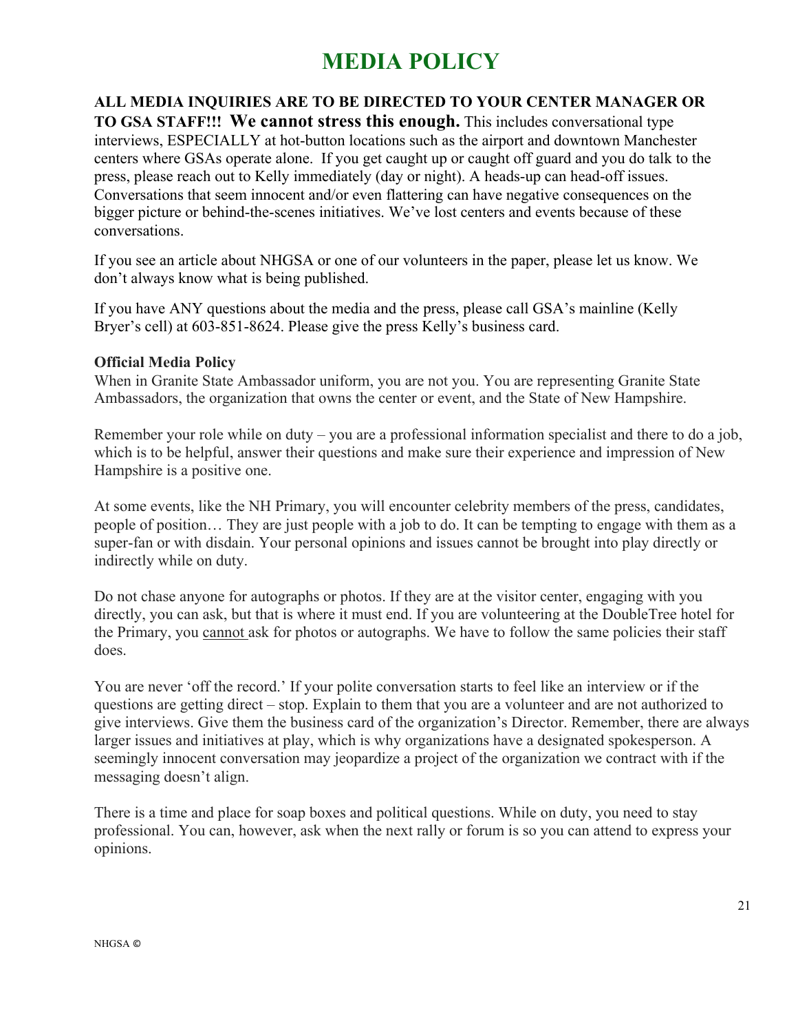# MEDIA POLICY

**ALL MEDIA INQUIRIES ARE TO BE DIRECTED TO YOUR CENTER MANAGER OR TO GSA STAFF!!! We cannot stress this enough.** This includes conversational type interviews, ESPECIALLY at hot-button locations such as the airport and downtown Manchester centers where GSAs operate alone. If you get caught up or caught off guard and you do talk to the press, please reach out to Kelly immediately (day or night). A heads-up can head-off issues. Conversations that seem innocent and/or even flattering can have negative consequences on the bigger picture or behind-the-scenes initiatives. We've lost centers and events because of these conversations.

If you see an article about NHGSA or one of our volunteers in the paper, please let us know. We don't always know what is being published.

If you have ANY questions about the media and the press, please call GSA's mainline (Kelly Bryer's cell) at 603-851-8624. Please give the press Kelly's business card.

**Official Media Policy**

When in Granite State Ambassador uniform, you are not you. You are representing Granite State Ambassadors, the organization that owns the center or event, and the State of New Hampshire.

Remember your role while on duty – you are a professional information specialist and there to do a job, which is to be helpful, answer their questions and make sure their experience and impression of New Hampshire is a positive one.

At some events, like the NH Primary, you will encounter celebrity members of the press, candidates, people of position… They are just people with a job to do. It can be tempting to engage with them as a super-fan or with disdain. Your personal opinions and issues cannot be brought into play directly or indirectly while on duty.

Do not chase anyone for autographs or photos. If they are at the visitor center, engaging with you directly, you can ask, but that is where it must end. If you are volunteering at the DoubleTree hotel for the Primary, you <u>cannot</u> ask for photos or autographs. We have to follow the same policies their staff does.

You are never 'off the record.' If your polite conversation starts to feel like an interview or if the questions are getting direct – stop. Explain to them that you are a volunteer and are not authorized to give interviews. Give them the business card of the organization's Director. Remember, there are always larger issues and initiatives at play, which is why organizations have a designated spokesperson. A seemingly innocent conversation may jeopardize a project of the organization we contract with if the messaging doesn't align.

There is a time and place for soap boxes and political questions. While on duty, you need to stay professional. You can, however, ask when the next rally or forum is so you can attend to express your opinions.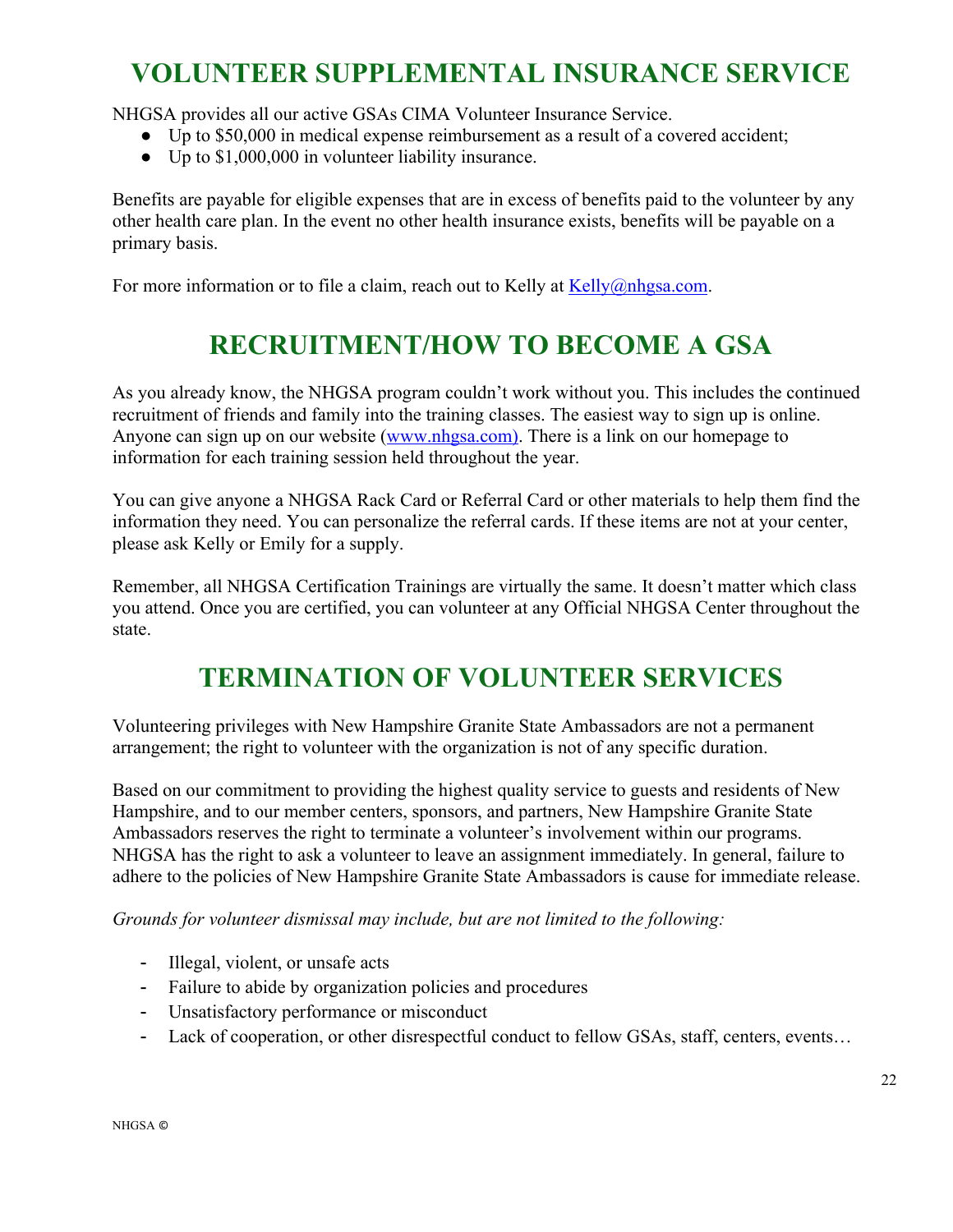# VOLUNTEER SUPPLEMENTAL INSURANCE SERVICE

NHGSA provides all our active GSAs CIMA Volunteer Insurance Service.

- Up to $50,000 in medical expense reimbursement as a result of a covered accident;
- Up to $1,000,000 in volunteer liability insurance.

Benefits are payable for eligible expenses that are in excess of benefits paid to the volunteer by any other health care plan. In the event no other health insurance exists, benefits will be payable on a primary basis.

For more information or to file a claim, reach out to Kelly at Kelly@nhgsa.com.

# RECRUITMENT/HOW TO BECOME A GSA

As you already know, the NHGSA program couldn't work without you. This includes the continued recruitment of friends and family into the training classes. The easiest way to sign up is online. Anyone can sign up on our website (www.nhgsa.com). There is a link on our homepage to information for each training session held throughout the year.

You can give anyone a NHGSA Rack Card or Referral Card or other materials to help them find the information they need. You can personalize the referral cards. If these items are not at your center, please ask Kelly or Emily for a supply.

Remember, all NHGSA Certification Trainings are virtually the same. It doesn't matter which class you attend. Once you are certified, you can volunteer at any Official NHGSA Center throughout the state.

# TERMINATION OF VOLUNTEER SERVICES

Volunteering privileges with New Hampshire Granite State Ambassadors are not a permanent arrangement; the right to volunteer with the organization is not of any specific duration.

Based on our commitment to providing the highest quality service to guests and residents of New Hampshire, and to our member centers, sponsors, and partners, New Hampshire Granite State Ambassadors reserves the right to terminate a volunteer's involvement within our programs. NHGSA has the right to ask a volunteer to leave an assignment immediately. In general, failure to adhere to the policies of New Hampshire Granite State Ambassadors is cause for immediate release.

*Grounds for volunteer dismissal may include, but are not limited to the following:*

- Illegal, violent, or unsafe acts
- Failure to abide by organization policies and procedures
- Unsatisfactory performance or misconduct
- Lack of cooperation, or other disrespectful conduct to fellow GSAs, staff, centers, events…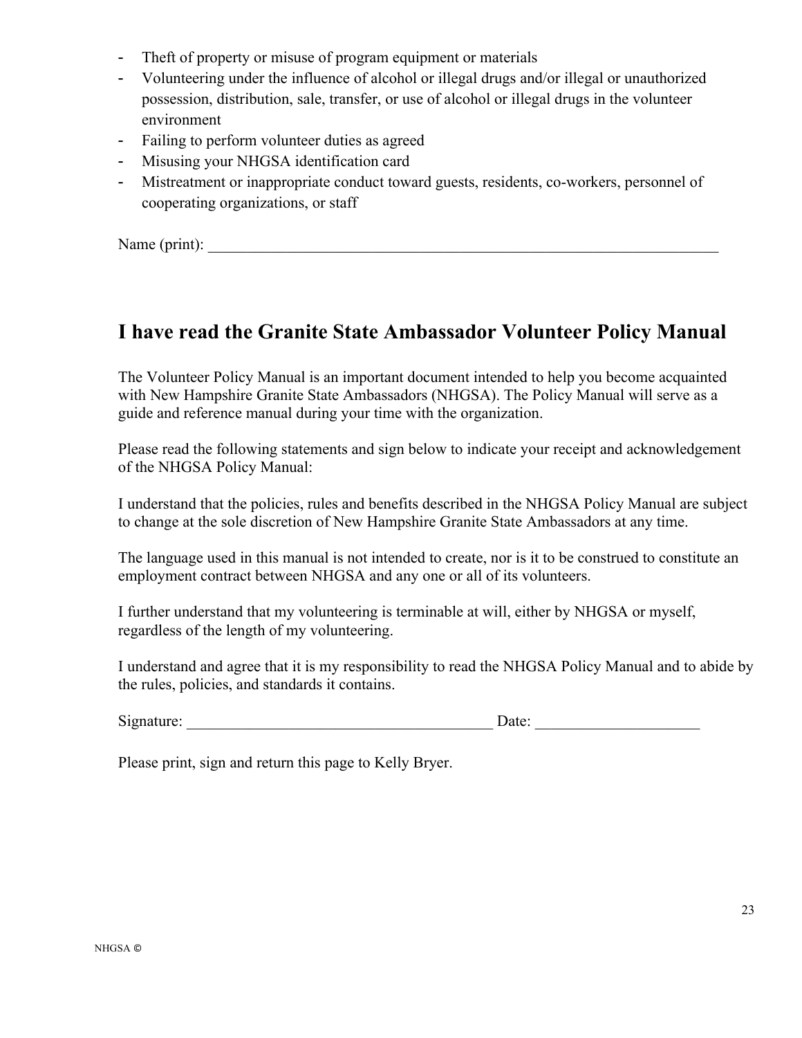- Theft of property or misuse of program equipment or materials
- Volunteering under the influence of alcohol or illegal drugs and/or illegal or unauthorized possession, distribution, sale, transfer, or use of alcohol or illegal drugs in the volunteer environment
- Failing to perform volunteer duties as agreed
- Misusing your NHGSA identification card
- Mistreatment or inappropriate conduct toward guests, residents, co-workers, personnel of cooperating organizations, or staff

Name (print): ___________________________________________________________________

## I have read the Granite State Ambassador Volunteer Policy Manual

The Volunteer Policy Manual is an important document intended to help you become acquainted with New Hampshire Granite State Ambassadors (NHGSA). The Policy Manual will serve as a guide and reference manual during your time with the organization.

Please read the following statements and sign below to indicate your receipt and acknowledgement of the NHGSA Policy Manual:

I understand that the policies, rules and benefits described in the NHGSA Policy Manual are subject to change at the sole discretion of New Hampshire Granite State Ambassadors at any time.

The language used in this manual is not intended to create, nor is it to be construed to constitute an employment contract between NHGSA and any one or all of its volunteers.

I further understand that my volunteering is terminable at will, either by NHGSA or myself, regardless of the length of my volunteering.

I understand and agree that it is my responsibility to read the NHGSA Policy Manual and to abide by the rules, policies, and standards it contains.

Signature: ________________________________________ Date: _____________________

Please print, sign and return this page to Kelly Bryer.

NHGSA ©